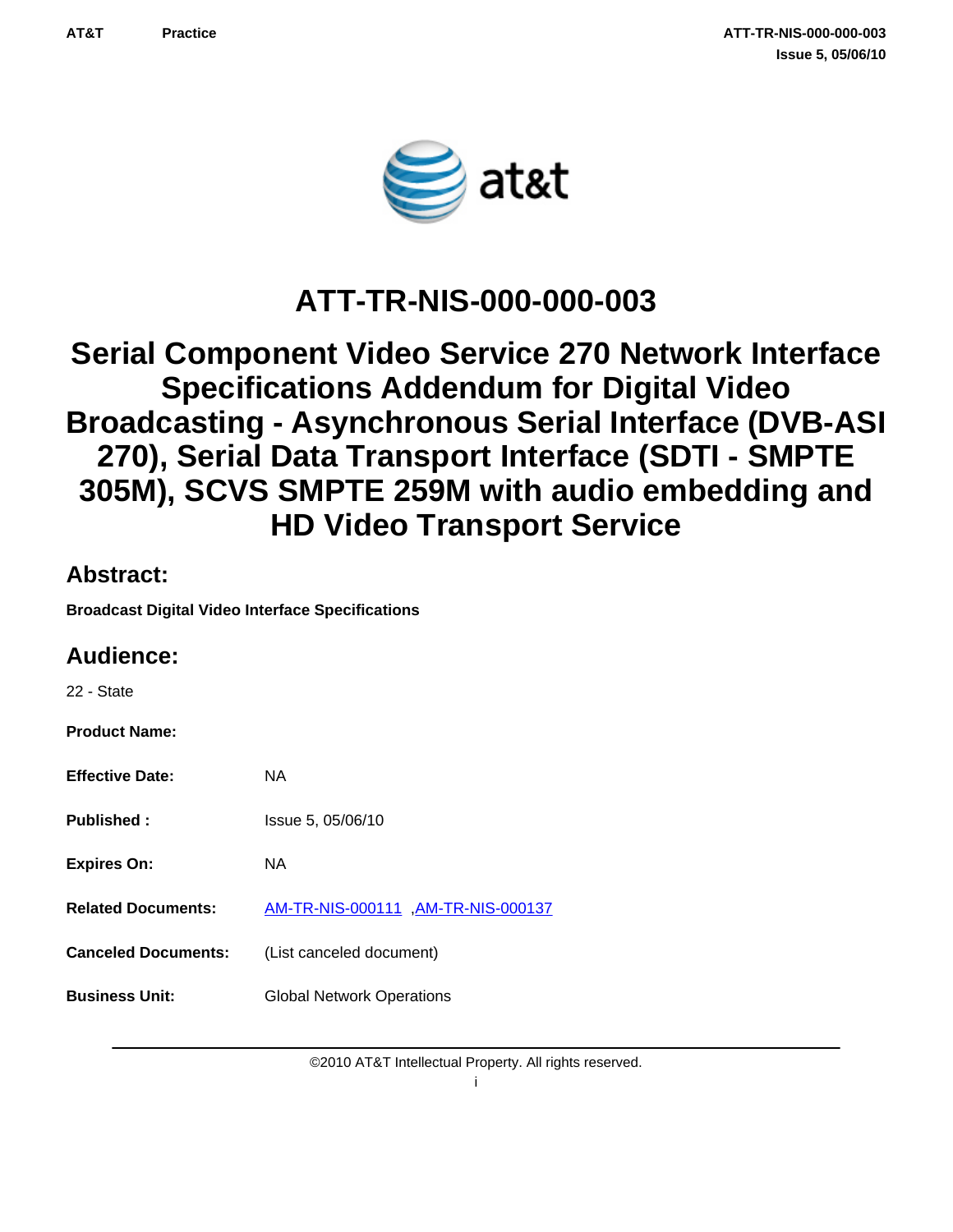# ATT-TR-NIS-000-000-003

# Serial Component Video Service 270 Network Interface Specifications Addendum for Digital Video Broadcasting - Asynchronous Serial Interface (DVB-ASI 270), Serial Data Transport Interface (SDTI - SMPTE 305M), SCVS SMPTE 259M with audio embedding and HD Video Transport Service

## Abstract:

**Broadcast Digital Video Interface Specifications**

## Audience:

22 - State

| | |
|---|---|
| **Product Name:** | |
| **Effective Date:** | NA |
| **Published :** | Issue 5, 05/06/10 |
| **Expires On:** | NA |
| **Related Documents:** | AM-TR-NIS-000111 ,AM-TR-NIS-000137 |
| **Canceled Documents:** | (List canceled document) |
| **Business Unit:** | Global Network Operations |

©2010 AT&T Intellectual Property. All rights reserved.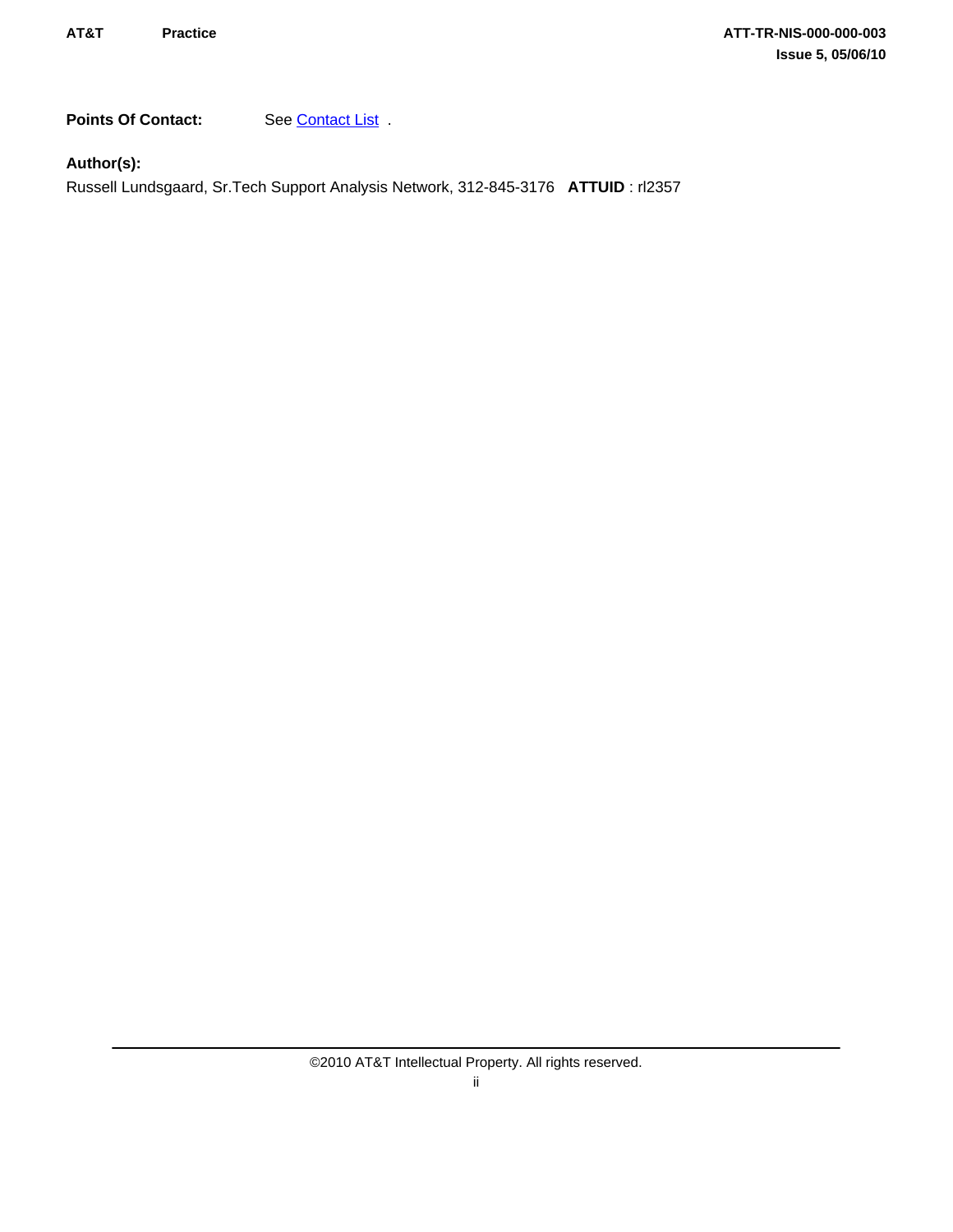**Points Of Contact:** See Contact List .

**Author(s):**

Russell Lundsgaard, Sr.Tech Support Analysis Network, 312-845-3176 **ATTUID** : rl2357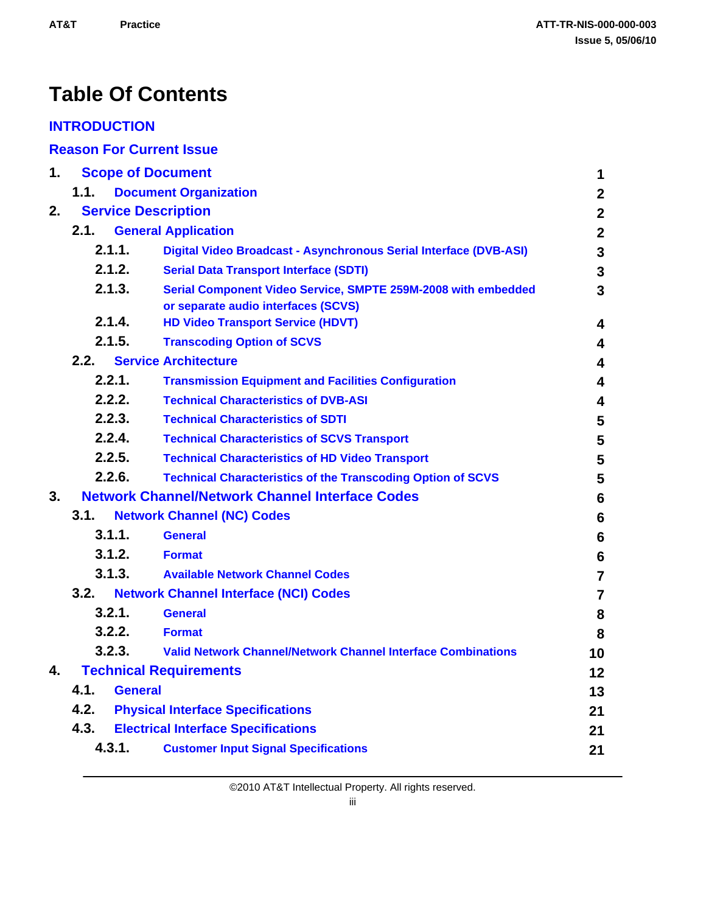# Table Of Contents

INTRODUCTION

Reason For Current Issue

| | | |
|---|---|---|
| 1. | Scope of Document | 1 |
| 1.1. | Document Organization | 2 |
| 2. | Service Description | 2 |
| 2.1. | General Application | 2 |
| 2.1.1. | Digital Video Broadcast - Asynchronous Serial Interface (DVB-ASI) | 3 |
| 2.1.2. | Serial Data Transport Interface (SDTI) | 3 |
| 2.1.3. | Serial Component Video Service, SMPTE 259M-2008 with embedded or separate audio interfaces (SCVS) | 3 |
| 2.1.4. | HD Video Transport Service (HDVT) | 4 |
| 2.1.5. | Transcoding Option of SCVS | 4 |
| 2.2. | Service Architecture | 4 |
| 2.2.1. | Transmission Equipment and Facilities Configuration | 4 |
| 2.2.2. | Technical Characteristics of DVB-ASI | 4 |
| 2.2.3. | Technical Characteristics of SDTI | 5 |
| 2.2.4. | Technical Characteristics of SCVS Transport | 5 |
| 2.2.5. | Technical Characteristics of HD Video Transport | 5 |
| 2.2.6. | Technical Characteristics of the Transcoding Option of SCVS | 5 |
| 3. | Network Channel/Network Channel Interface Codes | 6 |
| 3.1. | Network Channel (NC) Codes | 6 |
| 3.1.1. | General | 6 |
| 3.1.2. | Format | 6 |
| 3.1.3. | Available Network Channel Codes | 7 |
| 3.2. | Network Channel Interface (NCI) Codes | 7 |
| 3.2.1. | General | 8 |
| 3.2.2. | Format | 8 |
| 3.2.3. | Valid Network Channel/Network Channel Interface Combinations | 10 |
| 4. | Technical Requirements | 12 |
| 4.1. | General | 13 |
| 4.2. | Physical Interface Specifications | 21 |
| 4.3. | Electrical Interface Specifications | 21 |
| 4.3.1. | Customer Input Signal Specifications | 21 |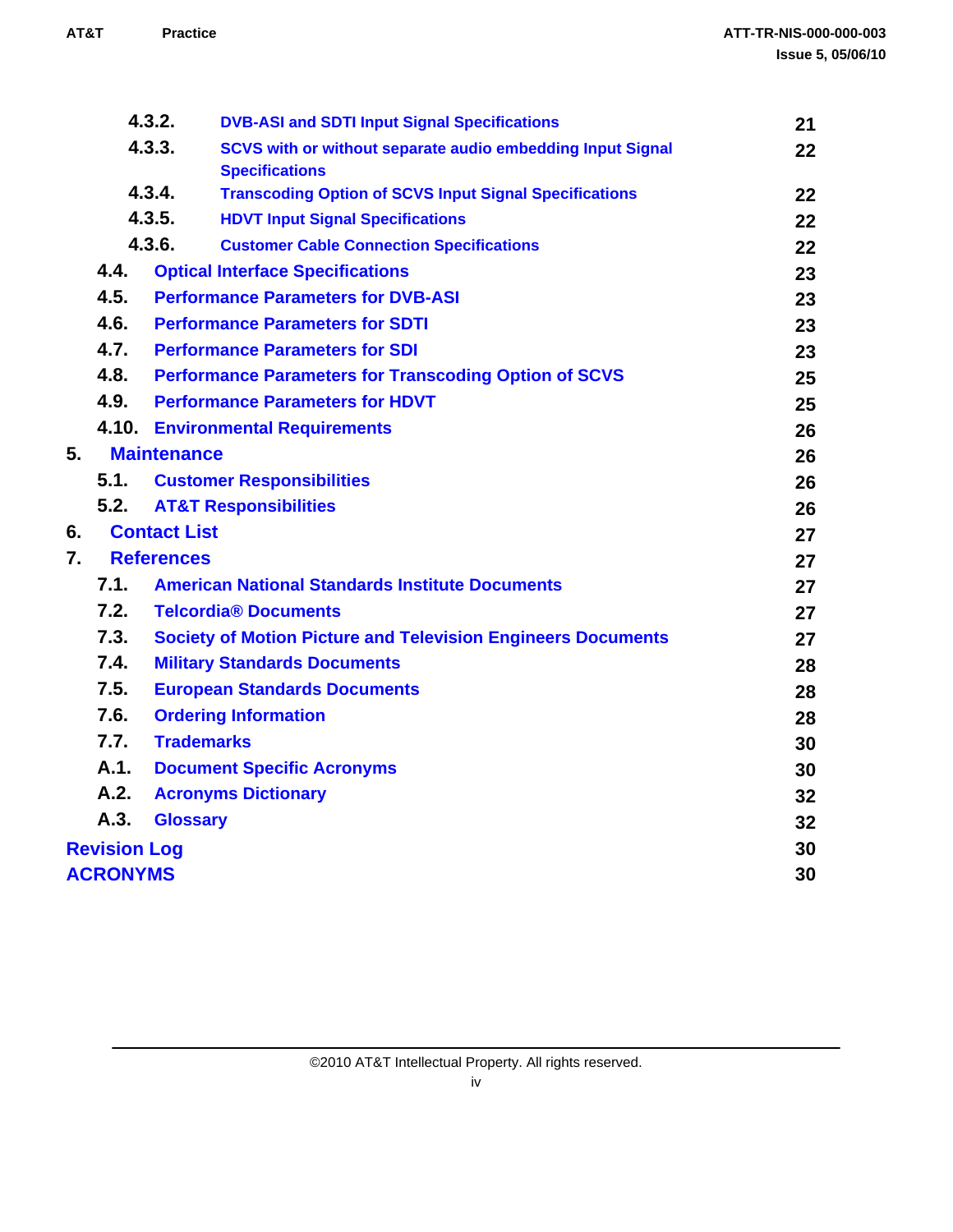| | | |
|---|---|---|
| 4.3.2. | DVB-ASI and SDTI Input Signal Specifications | 21 |
| 4.3.3. | SCVS with or without separate audio embedding Input Signal Specifications | 22 |
| 4.3.4. | Transcoding Option of SCVS Input Signal Specifications | 22 |
| 4.3.5. | HDVT Input Signal Specifications | 22 |
| 4.3.6. | Customer Cable Connection Specifications | 22 |
| 4.4. | Optical Interface Specifications | 23 |
| 4.5. | Performance Parameters for DVB-ASI | 23 |
| 4.6. | Performance Parameters for SDTI | 23 |
| 4.7. | Performance Parameters for SDI | 23 |
| 4.8. | Performance Parameters for Transcoding Option of SCVS | 25 |
| 4.9. | Performance Parameters for HDVT | 25 |
| 4.10. | Environmental Requirements | 26 |
| 5. | Maintenance | 26 |
| 5.1. | Customer Responsibilities | 26 |
| 5.2. | AT&T Responsibilities | 26 |
| 6. | Contact List | 27 |
| 7. | References | 27 |
| 7.1. | American National Standards Institute Documents | 27 |
| 7.2. | Telcordia® Documents | 27 |
| 7.3. | Society of Motion Picture and Television Engineers Documents | 27 |
| 7.4. | Military Standards Documents | 28 |
| 7.5. | European Standards Documents | 28 |
| 7.6. | Ordering Information | 28 |
| 7.7. | Trademarks | 30 |
| A.1. | Document Specific Acronyms | 30 |
| A.2. | Acronyms Dictionary | 32 |
| A.3. | Glossary | 32 |
| | Revision Log | 30 |
| | ACRONYMS | 30 |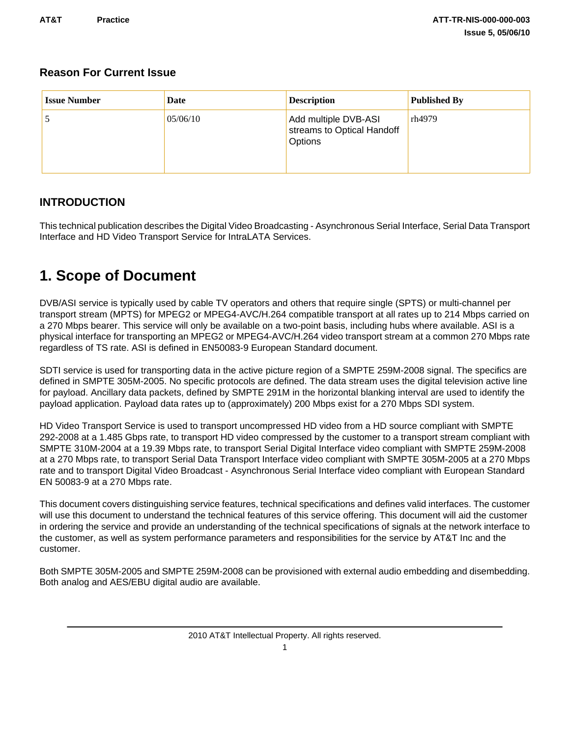## Reason For Current Issue

| Issue Number | Date | Description | Published By |
|---|---|---|---|
| 5 | 05/06/10 | Add multiple DVB-ASI streams to Optical Handoff Options | rh4979 |

## INTRODUCTION

This technical publication describes the Digital Video Broadcasting - Asynchronous Serial Interface, Serial Data Transport Interface and HD Video Transport Service for IntraLATA Services.

# 1. Scope of Document

DVB/ASI service is typically used by cable TV operators and others that require single (SPTS) or multi-channel per transport stream (MPTS) for MPEG2 or MPEG4-AVC/H.264 compatible transport at all rates up to 214 Mbps carried on a 270 Mbps bearer. This service will only be available on a two-point basis, including hubs where available. ASI is a physical interface for transporting an MPEG2 or MPEG4-AVC/H.264 video transport stream at a common 270 Mbps rate regardless of TS rate. ASI is defined in EN50083-9 European Standard document.

SDTI service is used for transporting data in the active picture region of a SMPTE 259M-2008 signal. The specifics are defined in SMPTE 305M-2005. No specific protocols are defined. The data stream uses the digital television active line for payload. Ancillary data packets, defined by SMPTE 291M in the horizontal blanking interval are used to identify the payload application. Payload data rates up to (approximately) 200 Mbps exist for a 270 Mbps SDI system.

HD Video Transport Service is used to transport uncompressed HD video from a HD source compliant with SMPTE 292-2008 at a 1.485 Gbps rate, to transport HD video compressed by the customer to a transport stream compliant with SMPTE 310M-2004 at a 19.39 Mbps rate, to transport Serial Digital Interface video compliant with SMPTE 259M-2008 at a 270 Mbps rate, to transport Serial Data Transport Interface video compliant with SMPTE 305M-2005 at a 270 Mbps rate and to transport Digital Video Broadcast - Asynchronous Serial Interface video compliant with European Standard EN 50083-9 at a 270 Mbps rate.

This document covers distinguishing service features, technical specifications and defines valid interfaces. The customer will use this document to understand the technical features of this service offering. This document will aid the customer in ordering the service and provide an understanding of the technical specifications of signals at the network interface to the customer, as well as system performance parameters and responsibilities for the service by AT&T Inc and the customer.

Both SMPTE 305M-2005 and SMPTE 259M-2008 can be provisioned with external audio embedding and disembedding. Both analog and AES/EBU digital audio are available.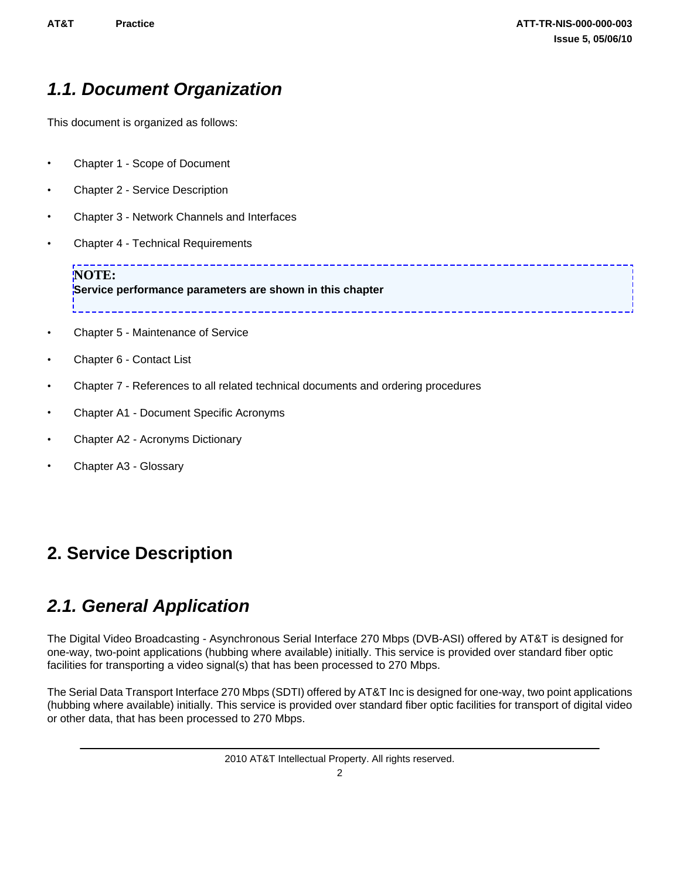## 1.1. Document Organization

This document is organized as follows:

- Chapter 1 - Scope of Document
- Chapter 2 - Service Description
- Chapter 3 - Network Channels and Interfaces
- Chapter 4 - Technical Requirements

> **NOTE:**
> **Service performance parameters are shown in this chapter**

- Chapter 5 - Maintenance of Service
- Chapter 6 - Contact List
- Chapter 7 - References to all related technical documents and ordering procedures
- Chapter A1 - Document Specific Acronyms
- Chapter A2 - Acronyms Dictionary
- Chapter A3 - Glossary

# 2. Service Description

## 2.1. General Application

The Digital Video Broadcasting - Asynchronous Serial Interface 270 Mbps (DVB-ASI) offered by AT&T is designed for one-way, two-point applications (hubbing where available) initially. This service is provided over standard fiber optic facilities for transporting a video signal(s) that has been processed to 270 Mbps.

The Serial Data Transport Interface 270 Mbps (SDTI) offered by AT&T Inc is designed for one-way, two point applications (hubbing where available) initially. This service is provided over standard fiber optic facilities for transport of digital video or other data, that has been processed to 270 Mbps.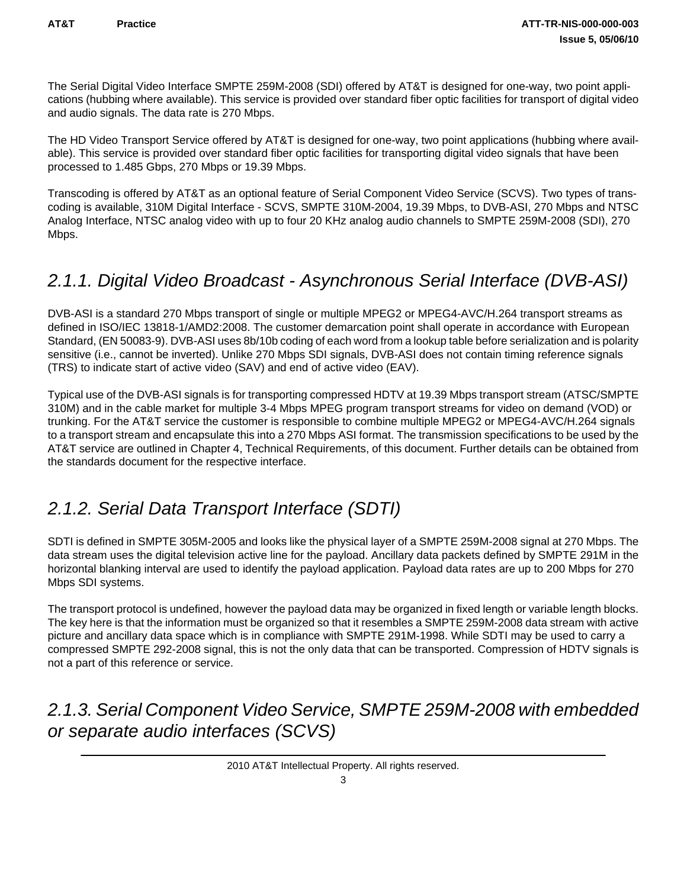The Serial Digital Video Interface SMPTE 259M-2008 (SDI) offered by AT&T is designed for one-way, two point applications (hubbing where available). This service is provided over standard fiber optic facilities for transport of digital video and audio signals. The data rate is 270 Mbps.

The HD Video Transport Service offered by AT&T is designed for one-way, two point applications (hubbing where available). This service is provided over standard fiber optic facilities for transporting digital video signals that have been processed to 1.485 Gbps, 270 Mbps or 19.39 Mbps.

Transcoding is offered by AT&T as an optional feature of Serial Component Video Service (SCVS). Two types of transcoding is available, 310M Digital Interface - SCVS, SMPTE 310M-2004, 19.39 Mbps, to DVB-ASI, 270 Mbps and NTSC Analog Interface, NTSC analog video with up to four 20 KHz analog audio channels to SMPTE 259M-2008 (SDI), 270 Mbps.

### 2.1.1. Digital Video Broadcast - Asynchronous Serial Interface (DVB-ASI)

DVB-ASI is a standard 270 Mbps transport of single or multiple MPEG2 or MPEG4-AVC/H.264 transport streams as defined in ISO/IEC 13818-1/AMD2:2008. The customer demarcation point shall operate in accordance with European Standard, (EN 50083-9). DVB-ASI uses 8b/10b coding of each word from a lookup table before serialization and is polarity sensitive (i.e., cannot be inverted). Unlike 270 Mbps SDI signals, DVB-ASI does not contain timing reference signals (TRS) to indicate start of active video (SAV) and end of active video (EAV).

Typical use of the DVB-ASI signals is for transporting compressed HDTV at 19.39 Mbps transport stream (ATSC/SMPTE 310M) and in the cable market for multiple 3-4 Mbps MPEG program transport streams for video on demand (VOD) or trunking. For the AT&T service the customer is responsible to combine multiple MPEG2 or MPEG4-AVC/H.264 signals to a transport stream and encapsulate this into a 270 Mbps ASI format. The transmission specifications to be used by the AT&T service are outlined in Chapter 4, Technical Requirements, of this document. Further details can be obtained from the standards document for the respective interface.

### 2.1.2. Serial Data Transport Interface (SDTI)

SDTI is defined in SMPTE 305M-2005 and looks like the physical layer of a SMPTE 259M-2008 signal at 270 Mbps. The data stream uses the digital television active line for the payload. Ancillary data packets defined by SMPTE 291M in the horizontal blanking interval are used to identify the payload application. Payload data rates are up to 200 Mbps for 270 Mbps SDI systems.

The transport protocol is undefined, however the payload data may be organized in fixed length or variable length blocks. The key here is that the information must be organized so that it resembles a SMPTE 259M-2008 data stream with active picture and ancillary data space which is in compliance with SMPTE 291M-1998. While SDTI may be used to carry a compressed SMPTE 292-2008 signal, this is not the only data that can be transported. Compression of HDTV signals is not a part of this reference or service.

### 2.1.3. Serial Component Video Service, SMPTE 259M-2008 with embedded or separate audio interfaces (SCVS)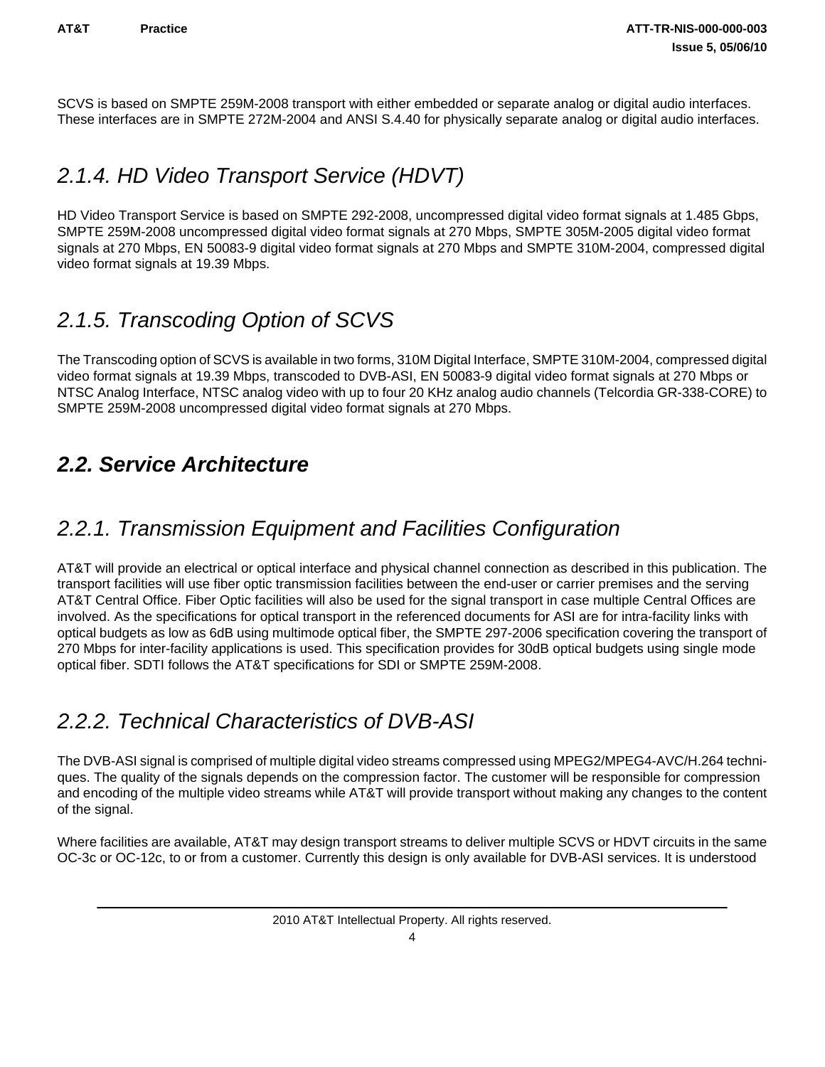SCVS is based on SMPTE 259M-2008 transport with either embedded or separate analog or digital audio interfaces. These interfaces are in SMPTE 272M-2004 and ANSI S.4.40 for physically separate analog or digital audio interfaces.

### *2.1.4. HD Video Transport Service (HDVT)*

HD Video Transport Service is based on SMPTE 292-2008, uncompressed digital video format signals at 1.485 Gbps, SMPTE 259M-2008 uncompressed digital video format signals at 270 Mbps, SMPTE 305M-2005 digital video format signals at 270 Mbps, EN 50083-9 digital video format signals at 270 Mbps and SMPTE 310M-2004, compressed digital video format signals at 19.39 Mbps.

### *2.1.5. Transcoding Option of SCVS*

The Transcoding option of SCVS is available in two forms, 310M Digital Interface, SMPTE 310M-2004, compressed digital video format signals at 19.39 Mbps, transcoded to DVB-ASI, EN 50083-9 digital video format signals at 270 Mbps or NTSC Analog Interface, NTSC analog video with up to four 20 KHz analog audio channels (Telcordia GR-338-CORE) to SMPTE 259M-2008 uncompressed digital video format signals at 270 Mbps.

## ***2.2. Service Architecture***

### *2.2.1. Transmission Equipment and Facilities Configuration*

AT&T will provide an electrical or optical interface and physical channel connection as described in this publication. The transport facilities will use fiber optic transmission facilities between the end-user or carrier premises and the serving AT&T Central Office. Fiber Optic facilities will also be used for the signal transport in case multiple Central Offices are involved. As the specifications for optical transport in the referenced documents for ASI are for intra-facility links with optical budgets as low as 6dB using multimode optical fiber, the SMPTE 297-2006 specification covering the transport of 270 Mbps for inter-facility applications is used. This specification provides for 30dB optical budgets using single mode optical fiber. SDTI follows the AT&T specifications for SDI or SMPTE 259M-2008.

### *2.2.2. Technical Characteristics of DVB-ASI*

The DVB-ASI signal is comprised of multiple digital video streams compressed using MPEG2/MPEG4-AVC/H.264 techniques. The quality of the signals depends on the compression factor. The customer will be responsible for compression and encoding of the multiple video streams while AT&T will provide transport without making any changes to the content of the signal.

Where facilities are available, AT&T may design transport streams to deliver multiple SCVS or HDVT circuits in the same OC-3c or OC-12c, to or from a customer. Currently this design is only available for DVB-ASI services. It is understood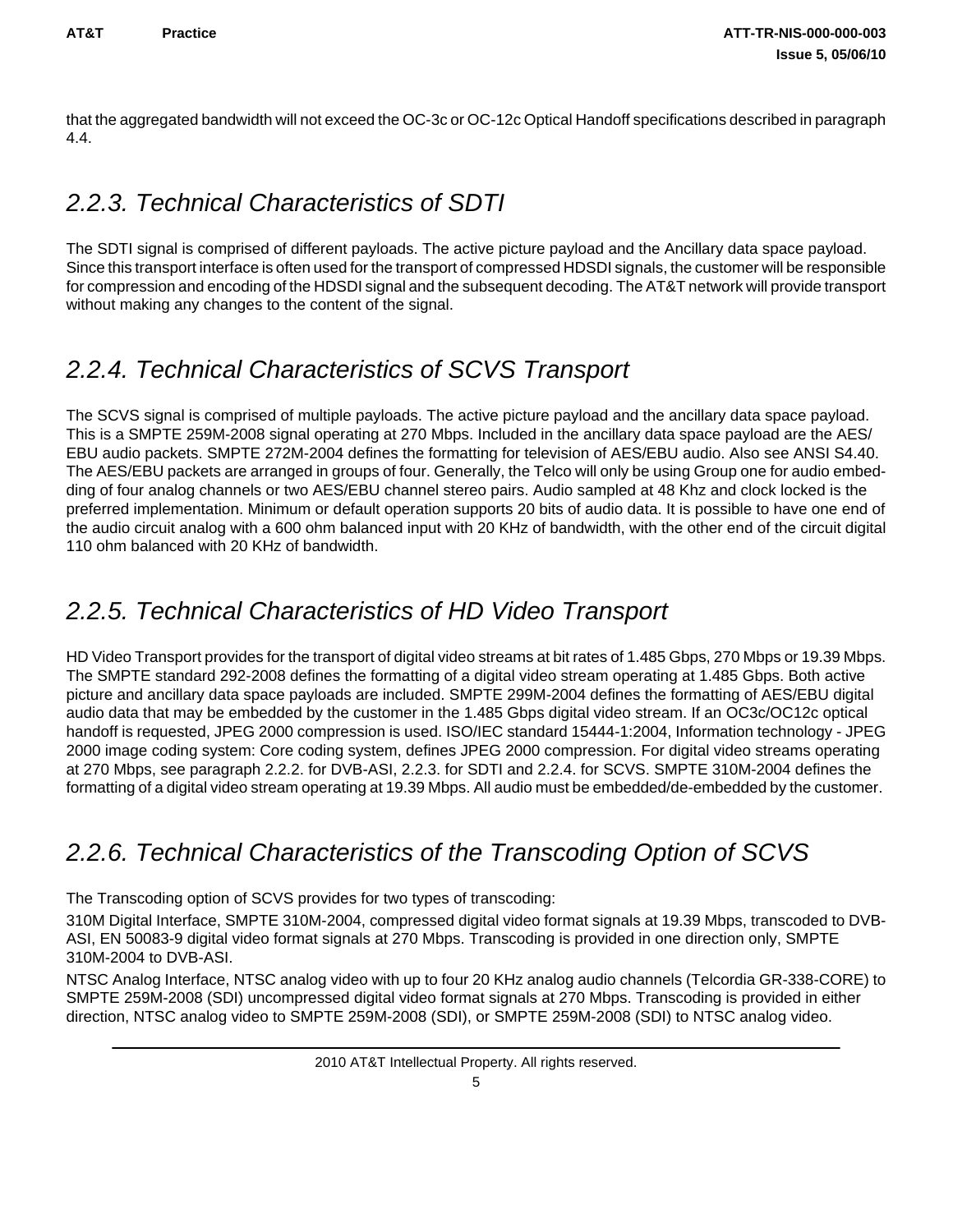that the aggregated bandwidth will not exceed the OC-3c or OC-12c Optical Handoff specifications described in paragraph 4.4.

## *2.2.3. Technical Characteristics of SDTI*

The SDTI signal is comprised of different payloads. The active picture payload and the Ancillary data space payload. Since this transport interface is often used for the transport of compressed HDSDI signals, the customer will be responsible for compression and encoding of the HDSDI signal and the subsequent decoding. The AT&T network will provide transport without making any changes to the content of the signal.

## *2.2.4. Technical Characteristics of SCVS Transport*

The SCVS signal is comprised of multiple payloads. The active picture payload and the ancillary data space payload. This is a SMPTE 259M-2008 signal operating at 270 Mbps. Included in the ancillary data space payload are the AES/EBU audio packets. SMPTE 272M-2004 defines the formatting for television of AES/EBU audio. Also see ANSI S4.40. The AES/EBU packets are arranged in groups of four. Generally, the Telco will only be using Group one for audio embedding of four analog channels or two AES/EBU channel stereo pairs. Audio sampled at 48 Khz and clock locked is the preferred implementation. Minimum or default operation supports 20 bits of audio data. It is possible to have one end of the audio circuit analog with a 600 ohm balanced input with 20 KHz of bandwidth, with the other end of the circuit digital 110 ohm balanced with 20 KHz of bandwidth.

## *2.2.5. Technical Characteristics of HD Video Transport*

HD Video Transport provides for the transport of digital video streams at bit rates of 1.485 Gbps, 270 Mbps or 19.39 Mbps. The SMPTE standard 292-2008 defines the formatting of a digital video stream operating at 1.485 Gbps. Both active picture and ancillary data space payloads are included. SMPTE 299M-2004 defines the formatting of AES/EBU digital audio data that may be embedded by the customer in the 1.485 Gbps digital video stream. If an OC3c/OC12c optical handoff is requested, JPEG 2000 compression is used. ISO/IEC standard 15444-1:2004, Information technology - JPEG 2000 image coding system: Core coding system, defines JPEG 2000 compression. For digital video streams operating at 270 Mbps, see paragraph 2.2.2. for DVB-ASI, 2.2.3. for SDTI and 2.2.4. for SCVS. SMPTE 310M-2004 defines the formatting of a digital video stream operating at 19.39 Mbps. All audio must be embedded/de-embedded by the customer.

## *2.2.6. Technical Characteristics of the Transcoding Option of SCVS*

The Transcoding option of SCVS provides for two types of transcoding:

310M Digital Interface, SMPTE 310M-2004, compressed digital video format signals at 19.39 Mbps, transcoded to DVB-ASI, EN 50083-9 digital video format signals at 270 Mbps. Transcoding is provided in one direction only, SMPTE 310M-2004 to DVB-ASI.

NTSC Analog Interface, NTSC analog video with up to four 20 KHz analog audio channels (Telcordia GR-338-CORE) to SMPTE 259M-2008 (SDI) uncompressed digital video format signals at 270 Mbps. Transcoding is provided in either direction, NTSC analog video to SMPTE 259M-2008 (SDI), or SMPTE 259M-2008 (SDI) to NTSC analog video.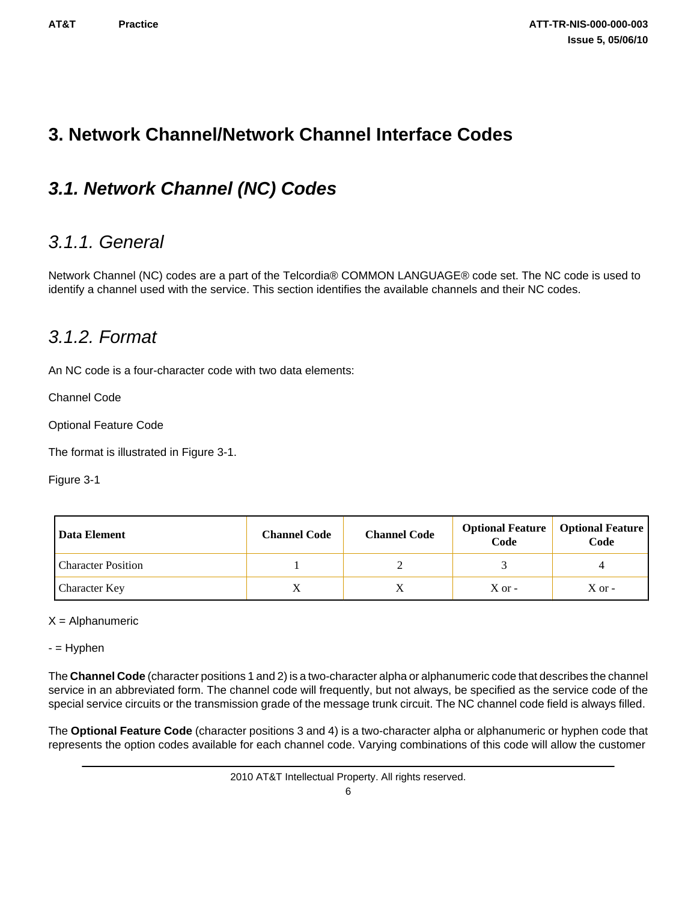# 3. Network Channel/Network Channel Interface Codes

## 3.1. Network Channel (NC) Codes

### 3.1.1. General

Network Channel (NC) codes are a part of the Telcordia® COMMON LANGUAGE® code set. The NC code is used to identify a channel used with the service. This section identifies the available channels and their NC codes.

### 3.1.2. Format

An NC code is a four-character code with two data elements:

Channel Code

Optional Feature Code

The format is illustrated in Figure 3-1.

Figure 3-1

| Data Element | Channel Code | Channel Code | Optional Feature Code | Optional Feature Code |
|---|---|---|---|---|
| Character Position | 1 | 2 | 3 | 4 |
| Character Key | X | X | X or - | X or - |

X = Alphanumeric

- = Hyphen

The **Channel Code** (character positions 1 and 2) is a two-character alpha or alphanumeric code that describes the channel service in an abbreviated form. The channel code will frequently, but not always, be specified as the service code of the special service circuits or the transmission grade of the message trunk circuit. The NC channel code field is always filled.

The **Optional Feature Code** (character positions 3 and 4) is a two-character alpha or alphanumeric or hyphen code that represents the option codes available for each channel code. Varying combinations of this code will allow the customer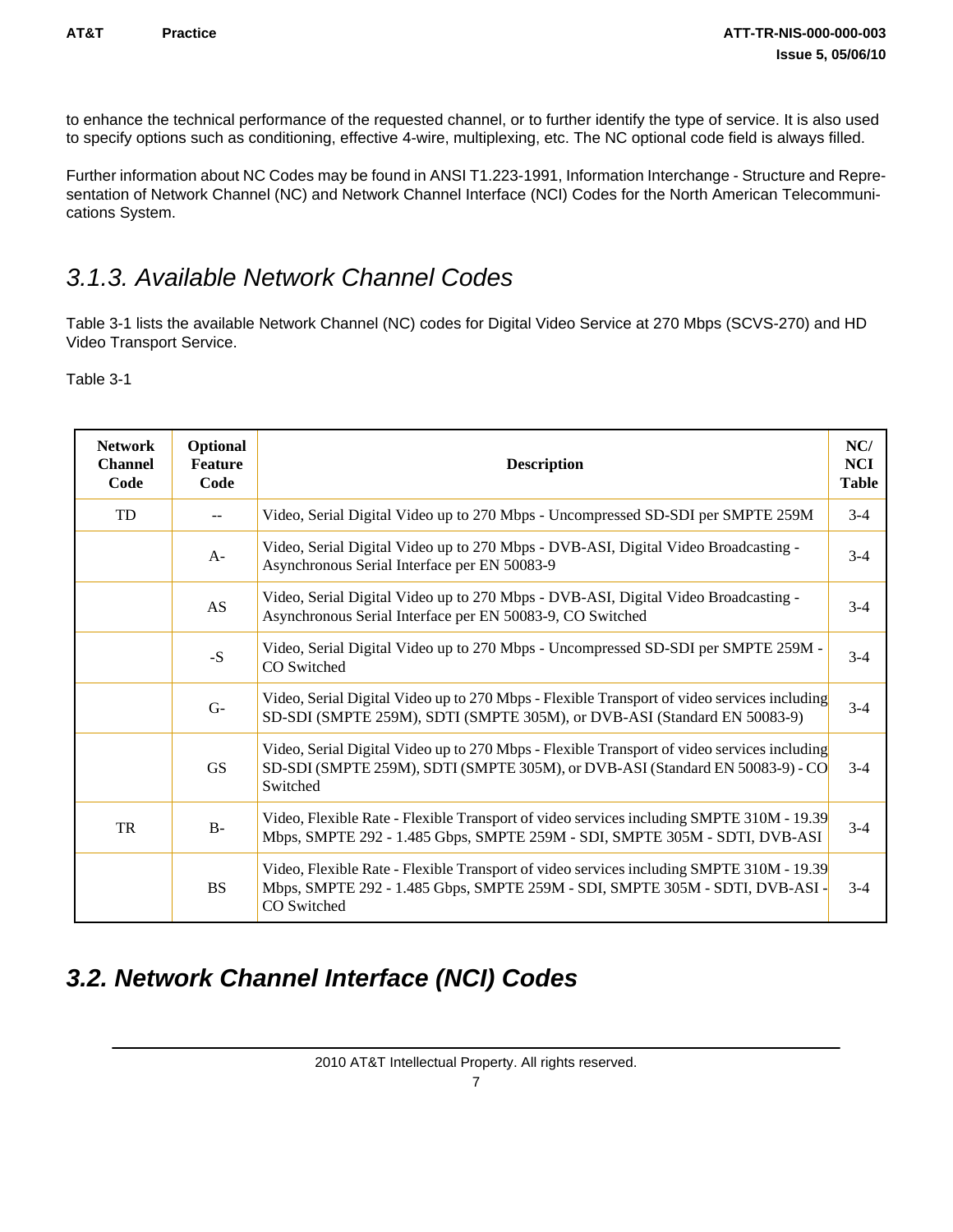to enhance the technical performance of the requested channel, or to further identify the type of service. It is also used to specify options such as conditioning, effective 4-wire, multiplexing, etc. The NC optional code field is always filled.

Further information about NC Codes may be found in ANSI T1.223-1991, Information Interchange - Structure and Representation of Network Channel (NC) and Network Channel Interface (NCI) Codes for the North American Telecommunications System.

### *3.1.3. Available Network Channel Codes*

Table 3-1 lists the available Network Channel (NC) codes for Digital Video Service at 270 Mbps (SCVS-270) and HD Video Transport Service.

Table 3-1

| Network Channel Code | Optional Feature Code | Description | NC/ NCI Table |
|---|---|---|---|
| TD | -- | Video, Serial Digital Video up to 270 Mbps - Uncompressed SD-SDI per SMPTE 259M | 3-4 |
| | A- | Video, Serial Digital Video up to 270 Mbps - DVB-ASI, Digital Video Broadcasting - Asynchronous Serial Interface per EN 50083-9 | 3-4 |
| | AS | Video, Serial Digital Video up to 270 Mbps - DVB-ASI, Digital Video Broadcasting - Asynchronous Serial Interface per EN 50083-9, CO Switched | 3-4 |
| | -S | Video, Serial Digital Video up to 270 Mbps - Uncompressed SD-SDI per SMPTE 259M - CO Switched | 3-4 |
| | G- | Video, Serial Digital Video up to 270 Mbps - Flexible Transport of video services including SD-SDI (SMPTE 259M), SDTI (SMPTE 305M), or DVB-ASI (Standard EN 50083-9) | 3-4 |
| | GS | Video, Serial Digital Video up to 270 Mbps - Flexible Transport of video services including SD-SDI (SMPTE 259M), SDTI (SMPTE 305M), or DVB-ASI (Standard EN 50083-9) - CO Switched | 3-4 |
| TR | B- | Video, Flexible Rate - Flexible Transport of video services including SMPTE 310M - 19.39 Mbps, SMPTE 292 - 1.485 Gbps, SMPTE 259M - SDI, SMPTE 305M - SDTI, DVB-ASI | 3-4 |
| | BS | Video, Flexible Rate - Flexible Transport of video services including SMPTE 310M - 19.39 Mbps, SMPTE 292 - 1.485 Gbps, SMPTE 259M - SDI, SMPTE 305M - SDTI, DVB-ASI - CO Switched | 3-4 |

## ***3.2. Network Channel Interface (NCI) Codes***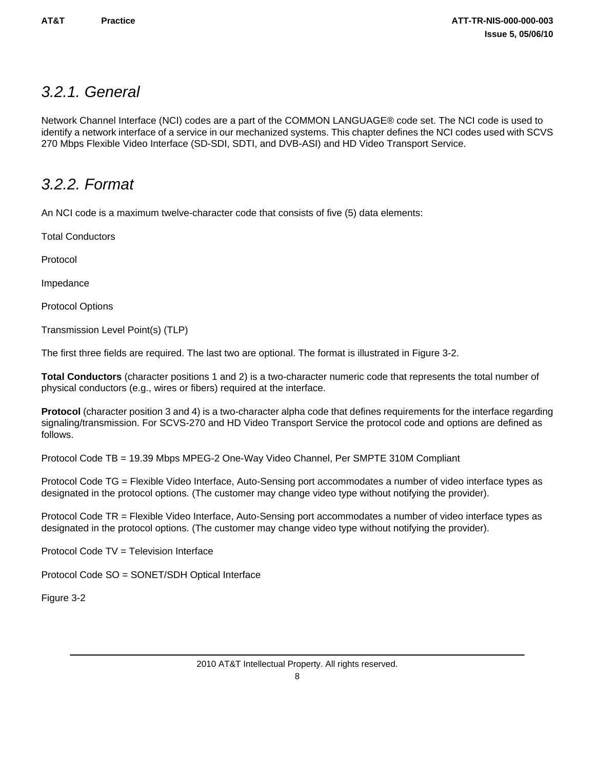### *3.2.1. General*

Network Channel Interface (NCI) codes are a part of the COMMON LANGUAGE® code set. The NCI code is used to identify a network interface of a service in our mechanized systems. This chapter defines the NCI codes used with SCVS 270 Mbps Flexible Video Interface (SD-SDI, SDTI, and DVB-ASI) and HD Video Transport Service.

### *3.2.2. Format*

An NCI code is a maximum twelve-character code that consists of five (5) data elements:

Total Conductors

Protocol

Impedance

Protocol Options

Transmission Level Point(s) (TLP)

The first three fields are required. The last two are optional. The format is illustrated in Figure 3-2.

**Total Conductors** (character positions 1 and 2) is a two-character numeric code that represents the total number of physical conductors (e.g., wires or fibers) required at the interface.

**Protocol** (character position 3 and 4) is a two-character alpha code that defines requirements for the interface regarding signaling/transmission. For SCVS-270 and HD Video Transport Service the protocol code and options are defined as follows.

Protocol Code TB = 19.39 Mbps MPEG-2 One-Way Video Channel, Per SMPTE 310M Compliant

Protocol Code TG = Flexible Video Interface, Auto-Sensing port accommodates a number of video interface types as designated in the protocol options. (The customer may change video type without notifying the provider).

Protocol Code TR = Flexible Video Interface, Auto-Sensing port accommodates a number of video interface types as designated in the protocol options. (The customer may change video type without notifying the provider).

Protocol Code TV = Television Interface

Protocol Code SO = SONET/SDH Optical Interface

Figure 3-2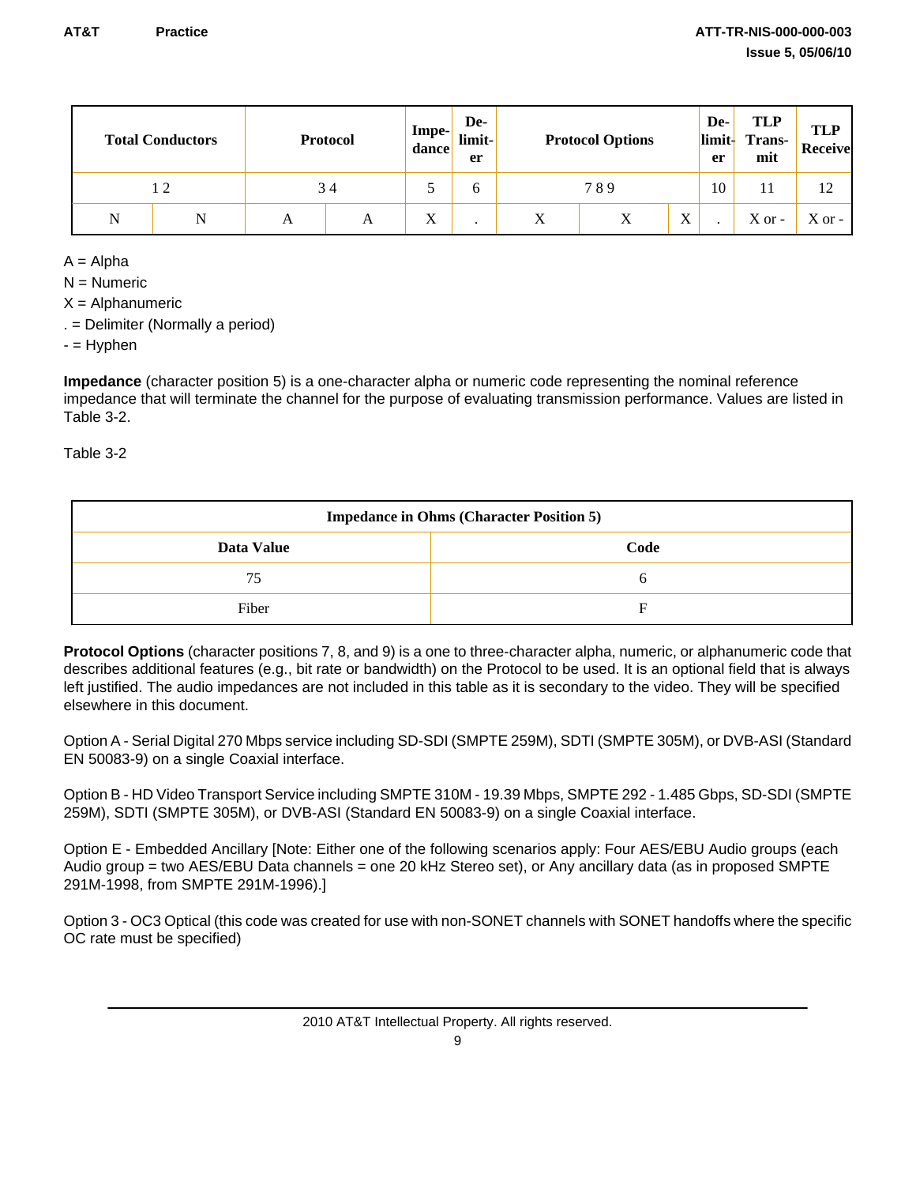| Total Conductors | | Protocol | | Impe-dance | De-limit-er | Protocol Options | | | De-limit-er | TLP Trans-mit | TLP Receive |
|---|---|---|---|---|---|---|---|---|---|---|---|
| 1 2 | | 3 4 | | 5 | 6 | 7 8 9 | | | 10 | 11 | 12 |
| N | N | A | A | X | . | X | X | X | . | X or - | X or - |

A = Alpha

N = Numeric

X = Alphanumeric

. = Delimiter (Normally a period)

- = Hyphen

**Impedance** (character position 5) is a one-character alpha or numeric code representing the nominal reference impedance that will terminate the channel for the purpose of evaluating transmission performance. Values are listed in Table 3-2.

Table 3-2

| Impedance in Ohms (Character Position 5) | |
|---|---|
| **Data Value** | **Code** |
| 75 | 6 |
| Fiber | F |

**Protocol Options** (character positions 7, 8, and 9) is a one to three-character alpha, numeric, or alphanumeric code that describes additional features (e.g., bit rate or bandwidth) on the Protocol to be used. It is an optional field that is always left justified. The audio impedances are not included in this table as it is secondary to the video. They will be specified elsewhere in this document.

Option A - Serial Digital 270 Mbps service including SD-SDI (SMPTE 259M), SDTI (SMPTE 305M), or DVB-ASI (Standard EN 50083-9) on a single Coaxial interface.

Option B - HD Video Transport Service including SMPTE 310M - 19.39 Mbps, SMPTE 292 - 1.485 Gbps, SD-SDI (SMPTE 259M), SDTI (SMPTE 305M), or DVB-ASI (Standard EN 50083-9) on a single Coaxial interface.

Option E - Embedded Ancillary [Note: Either one of the following scenarios apply: Four AES/EBU Audio groups (each Audio group = two AES/EBU Data channels = one 20 kHz Stereo set), or Any ancillary data (as in proposed SMPTE 291M-1998, from SMPTE 291M-1996).]

Option 3 - OC3 Optical (this code was created for use with non-SONET channels with SONET handoffs where the specific OC rate must be specified)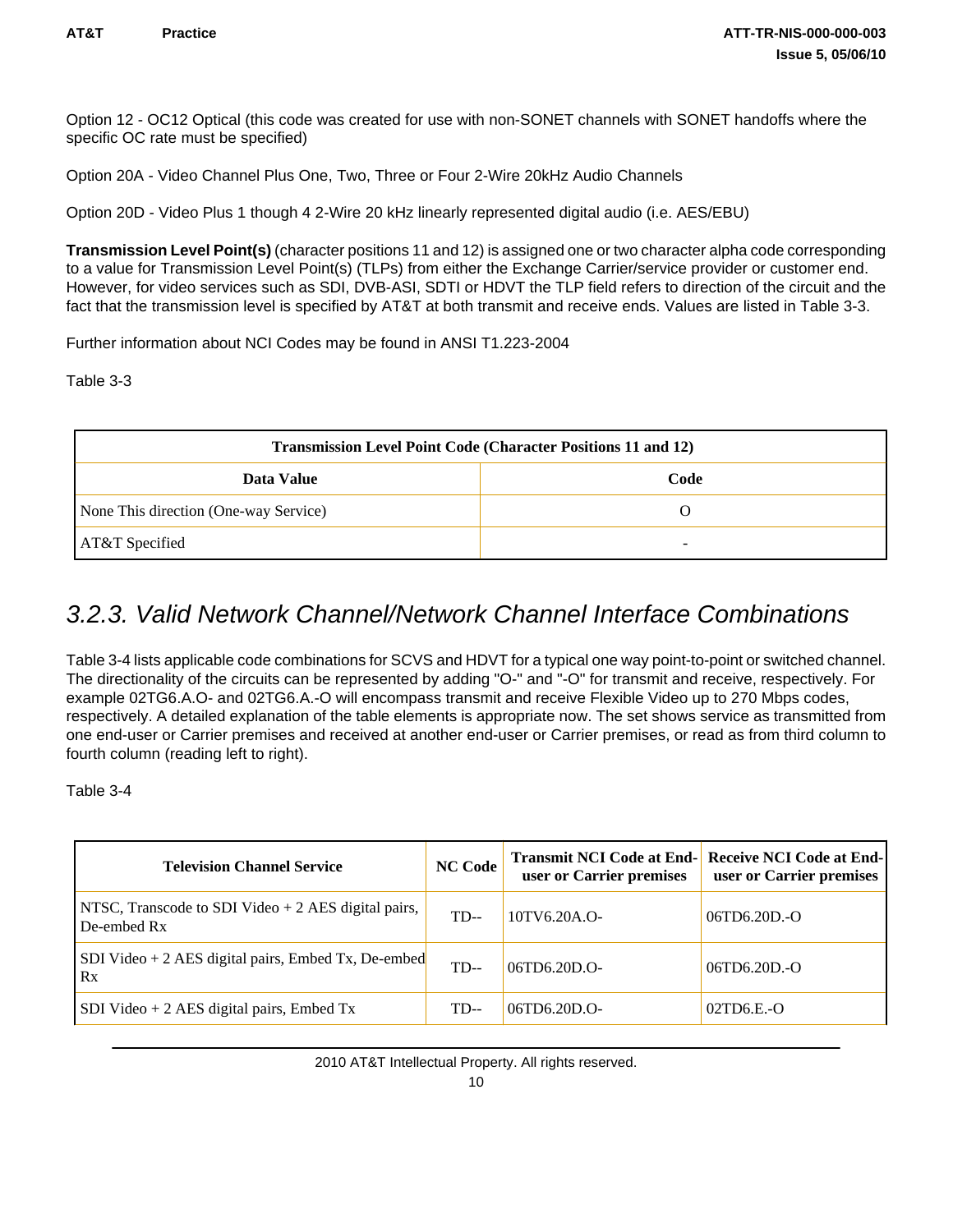Option 12 - OC12 Optical (this code was created for use with non-SONET channels with SONET handoffs where the specific OC rate must be specified)

Option 20A - Video Channel Plus One, Two, Three or Four 2-Wire 20kHz Audio Channels

Option 20D - Video Plus 1 though 4 2-Wire 20 kHz linearly represented digital audio (i.e. AES/EBU)

**Transmission Level Point(s)** (character positions 11 and 12) is assigned one or two character alpha code corresponding to a value for Transmission Level Point(s) (TLPs) from either the Exchange Carrier/service provider or customer end. However, for video services such as SDI, DVB-ASI, SDTI or HDVT the TLP field refers to direction of the circuit and the fact that the transmission level is specified by AT&T at both transmit and receive ends. Values are listed in Table 3-3.

Further information about NCI Codes may be found in ANSI T1.223-2004

Table 3-3

| Transmission Level Point Code (Character Positions 11 and 12) | |
|---|---|
| **Data Value** | **Code** |
| None This direction (One-way Service) | O |
| AT&T Specified | - |

## 3.2.3. Valid Network Channel/Network Channel Interface Combinations

Table 3-4 lists applicable code combinations for SCVS and HDVT for a typical one way point-to-point or switched channel. The directionality of the circuits can be represented by adding "O-" and "-O" for transmit and receive, respectively. For example 02TG6.A.O- and 02TG6.A.-O will encompass transmit and receive Flexible Video up to 270 Mbps codes, respectively. A detailed explanation of the table elements is appropriate now. The set shows service as transmitted from one end-user or Carrier premises and received at another end-user or Carrier premises, or read as from third column to fourth column (reading left to right).

Table 3-4

| Television Channel Service | NC Code | Transmit NCI Code at End-user or Carrier premises | Receive NCI Code at End-user or Carrier premises |
|---|---|---|---|
| NTSC, Transcode to SDI Video + 2 AES digital pairs, De-embed Rx | TD-- | 10TV6.20A.O- | 06TD6.20D.-O |
| SDI Video + 2 AES digital pairs, Embed Tx, De-embed Rx | TD-- | 06TD6.20D.O- | 06TD6.20D.-O |
| SDI Video + 2 AES digital pairs, Embed Tx | TD-- | 06TD6.20D.O- | 02TD6.E.-O |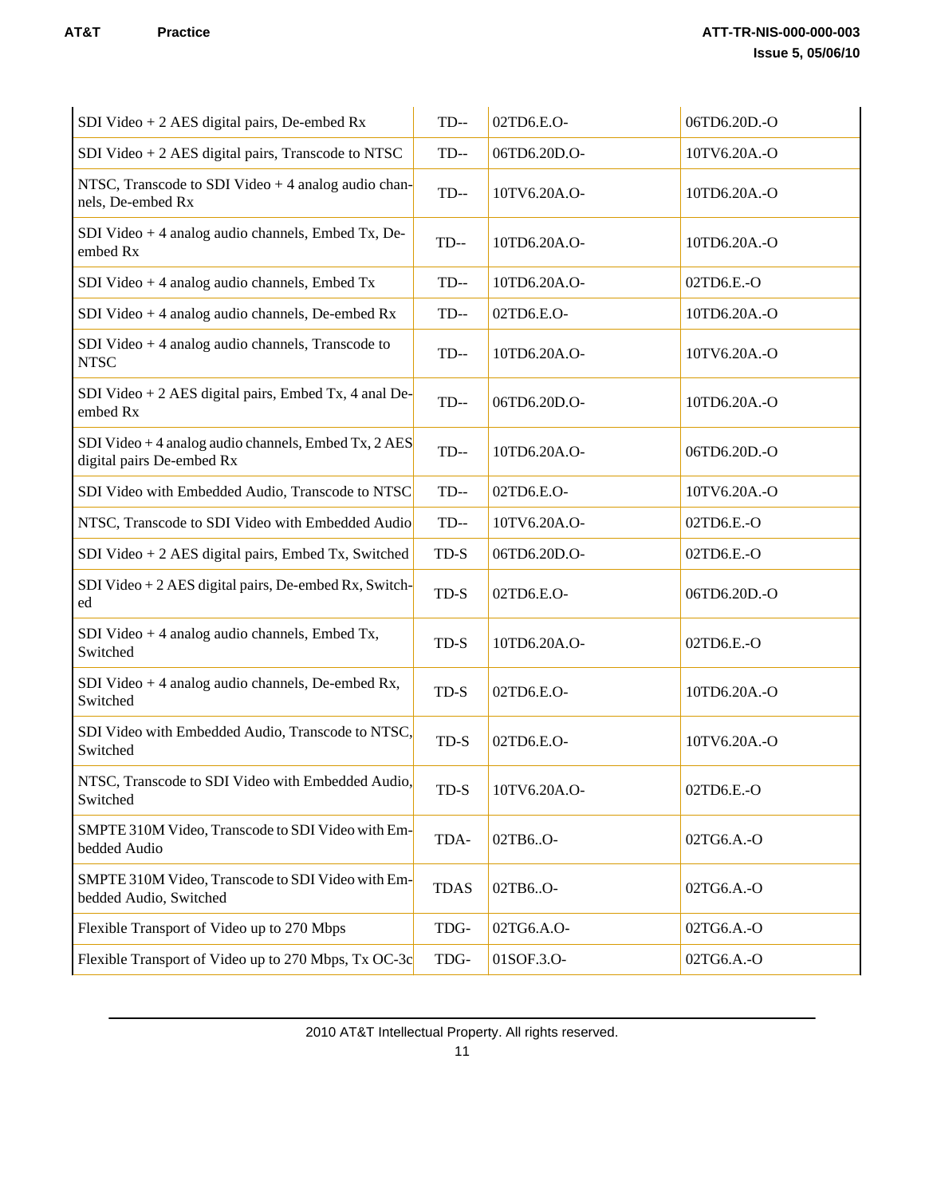| SDI Video + 2 AES digital pairs, De-embed Rx | TD-- | 02TD6.E.O- | 06TD6.20D.-O |
|---|---|---|---|
| SDI Video + 2 AES digital pairs, Transcode to NTSC | TD-- | 06TD6.20D.O- | 10TV6.20A.-O |
| NTSC, Transcode to SDI Video + 4 analog audio channels, De-embed Rx | TD-- | 10TV6.20A.O- | 10TD6.20A.-O |
| SDI Video + 4 analog audio channels, Embed Tx, De-embed Rx | TD-- | 10TD6.20A.O- | 10TD6.20A.-O |
| SDI Video + 4 analog audio channels, Embed Tx | TD-- | 10TD6.20A.O- | 02TD6.E.-O |
| SDI Video + 4 analog audio channels, De-embed Rx | TD-- | 02TD6.E.O- | 10TD6.20A.-O |
| SDI Video + 4 analog audio channels, Transcode to NTSC | TD-- | 10TD6.20A.O- | 10TV6.20A.-O |
| SDI Video + 2 AES digital pairs, Embed Tx, 4 anal De-embed Rx | TD-- | 06TD6.20D.O- | 10TD6.20A.-O |
| SDI Video + 4 analog audio channels, Embed Tx, 2 AES digital pairs De-embed Rx | TD-- | 10TD6.20A.O- | 06TD6.20D.-O |
| SDI Video with Embedded Audio, Transcode to NTSC | TD-- | 02TD6.E.O- | 10TV6.20A.-O |
| NTSC, Transcode to SDI Video with Embedded Audio | TD-- | 10TV6.20A.O- | 02TD6.E.-O |
| SDI Video + 2 AES digital pairs, Embed Tx, Switched | TD-S | 06TD6.20D.O- | 02TD6.E.-O |
| SDI Video + 2 AES digital pairs, De-embed Rx, Switched | TD-S | 02TD6.E.O- | 06TD6.20D.-O |
| SDI Video + 4 analog audio channels, Embed Tx, Switched | TD-S | 10TD6.20A.O- | 02TD6.E.-O |
| SDI Video + 4 analog audio channels, De-embed Rx, Switched | TD-S | 02TD6.E.O- | 10TD6.20A.-O |
| SDI Video with Embedded Audio, Transcode to NTSC, Switched | TD-S | 02TD6.E.O- | 10TV6.20A.-O |
| NTSC, Transcode to SDI Video with Embedded Audio, Switched | TD-S | 10TV6.20A.O- | 02TD6.E.-O |
| SMPTE 310M Video, Transcode to SDI Video with Embedded Audio | TDA- | 02TB6..O- | 02TG6.A.-O |
| SMPTE 310M Video, Transcode to SDI Video with Embedded Audio, Switched | TDAS | 02TB6..O- | 02TG6.A.-O |
| Flexible Transport of Video up to 270 Mbps | TDG- | 02TG6.A.O- | 02TG6.A.-O |
| Flexible Transport of Video up to 270 Mbps, Tx OC-3c | TDG- | 01SOF.3.O- | 02TG6.A.-O |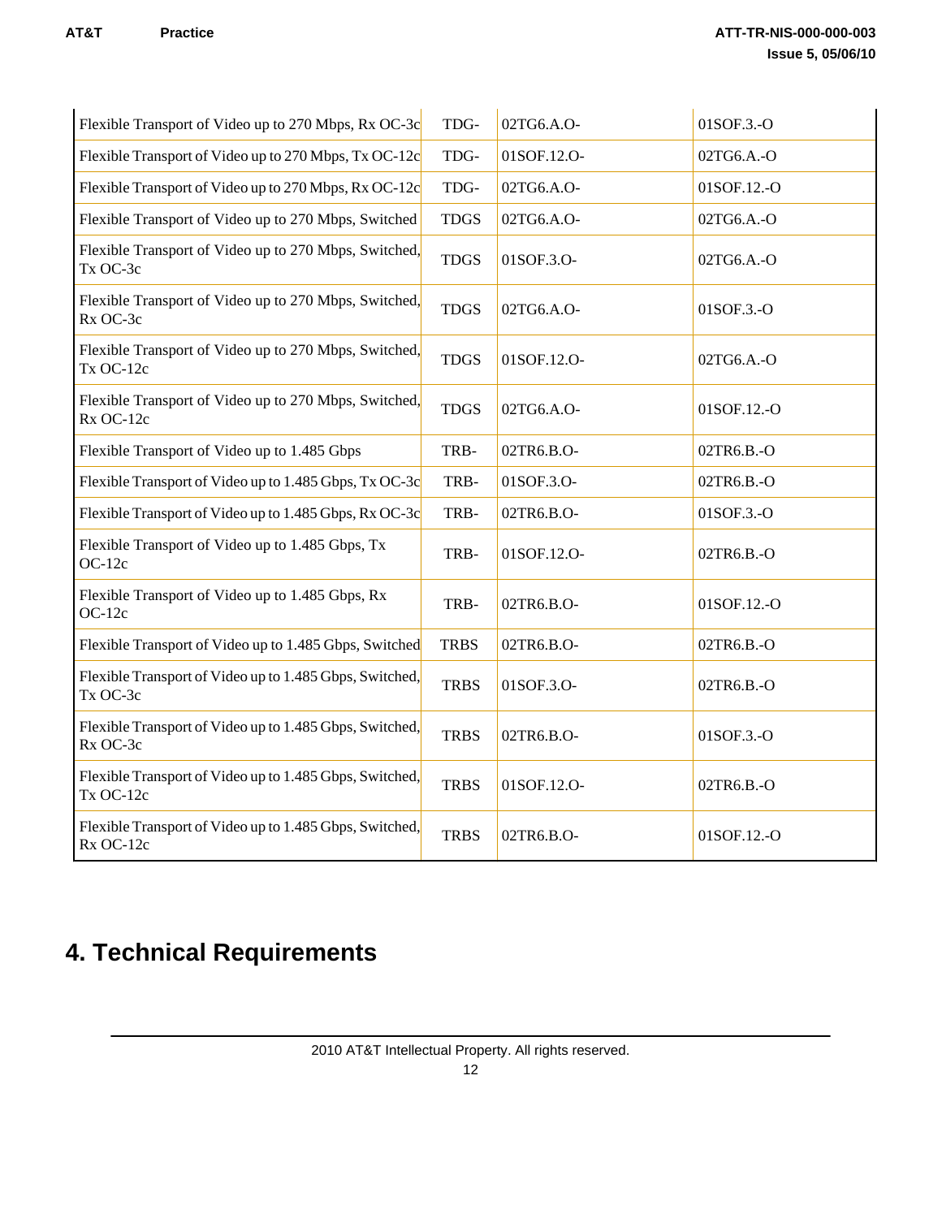| | | | |
|---|---|---|---|
| Flexible Transport of Video up to 270 Mbps, Rx OC-3c | TDG- | 02TG6.A.O- | 01SOF.3.-O |
| Flexible Transport of Video up to 270 Mbps, Tx OC-12c | TDG- | 01SOF.12.O- | 02TG6.A.-O |
| Flexible Transport of Video up to 270 Mbps, Rx OC-12c | TDG- | 02TG6.A.O- | 01SOF.12.-O |
| Flexible Transport of Video up to 270 Mbps, Switched | TDGS | 02TG6.A.O- | 02TG6.A.-O |
| Flexible Transport of Video up to 270 Mbps, Switched, Tx OC-3c | TDGS | 01SOF.3.O- | 02TG6.A.-O |
| Flexible Transport of Video up to 270 Mbps, Switched, Rx OC-3c | TDGS | 02TG6.A.O- | 01SOF.3.-O |
| Flexible Transport of Video up to 270 Mbps, Switched, Tx OC-12c | TDGS | 01SOF.12.O- | 02TG6.A.-O |
| Flexible Transport of Video up to 270 Mbps, Switched, Rx OC-12c | TDGS | 02TG6.A.O- | 01SOF.12.-O |
| Flexible Transport of Video up to 1.485 Gbps | TRB- | 02TR6.B.O- | 02TR6.B.-O |
| Flexible Transport of Video up to 1.485 Gbps, Tx OC-3c | TRB- | 01SOF.3.O- | 02TR6.B.-O |
| Flexible Transport of Video up to 1.485 Gbps, Rx OC-3c | TRB- | 02TR6.B.O- | 01SOF.3.-O |
| Flexible Transport of Video up to 1.485 Gbps, Tx OC-12c | TRB- | 01SOF.12.O- | 02TR6.B.-O |
| Flexible Transport of Video up to 1.485 Gbps, Rx OC-12c | TRB- | 02TR6.B.O- | 01SOF.12.-O |
| Flexible Transport of Video up to 1.485 Gbps, Switched | TRBS | 02TR6.B.O- | 02TR6.B.-O |
| Flexible Transport of Video up to 1.485 Gbps, Switched, Tx OC-3c | TRBS | 01SOF.3.O- | 02TR6.B.-O |
| Flexible Transport of Video up to 1.485 Gbps, Switched, Rx OC-3c | TRBS | 02TR6.B.O- | 01SOF.3.-O |
| Flexible Transport of Video up to 1.485 Gbps, Switched, Tx OC-12c | TRBS | 01SOF.12.O- | 02TR6.B.-O |
| Flexible Transport of Video up to 1.485 Gbps, Switched, Rx OC-12c | TRBS | 02TR6.B.O- | 01SOF.12.-O |

# 4. Technical Requirements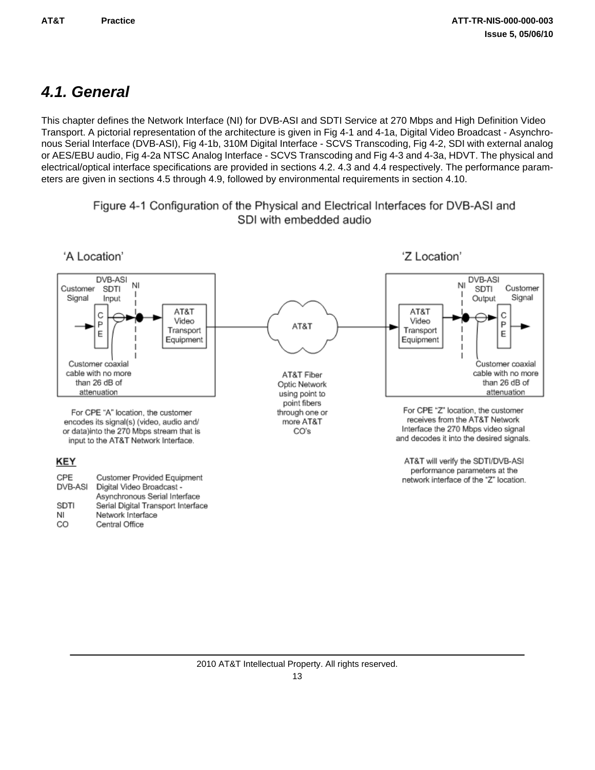## 4.1. General

This chapter defines the Network Interface (NI) for DVB-ASI and SDTI Service at 270 Mbps and High Definition Video Transport. A pictorial representation of the architecture is given in Fig 4-1 and 4-1a, Digital Video Broadcast - Asynchronous Serial Interface (DVB-ASI), Fig 4-1b, 310M Digital Interface - SCVS Transcoding, Fig 4-2, SDI with external analog or AES/EBU audio, Fig 4-2a NTSC Analog Interface - SCVS Transcoding and Fig 4-3 and 4-3a, HDVT. The physical and electrical/optical interface specifications are provided in sections 4.2. 4.3 and 4.4 respectively. The performance parameters are given in sections 4.5 through 4.9, followed by environmental requirements in section 4.10.

Figure 4-1 Configuration of the Physical and Electrical Interfaces for DVB-ASI and SDI with embedded audio

'A Location'

'Z Location'

Customer Signal — DVB-ASI SDTI Input — NI — CPE — AT&T Video Transport Equipment

AT&T

AT&T Video Transport Equipment — NI — DVB-ASI SDTI Output — CPE — Customer Signal

Customer coaxial cable with no more than 26 dB of attenuation

AT&T Fiber Optic Network using point to point fibers through one or more AT&T CO's

Customer coaxial cable with no more than 26 dB of attenuation

For CPE "A" location, the customer encodes its signal(s) (video, audio and/ or data)into the 270 Mbps stream that is input to the AT&T Network Interface.

For CPE "Z" location, the customer receives from the AT&T Network Interface the 270 Mbps video signal and decodes it into the desired signals.

AT&T will verify the SDTI/DVB-ASI performance parameters at the network interface of the "Z" location.

**KEY**

| | |
|---|---|
| CPE | Customer Provided Equipment |
| DVB-ASI | Digital Video Broadcast - Asynchronous Serial Interface |
| SDTI | Serial Digital Transport Interface |
| NI | Network Interface |
| CO | Central Office |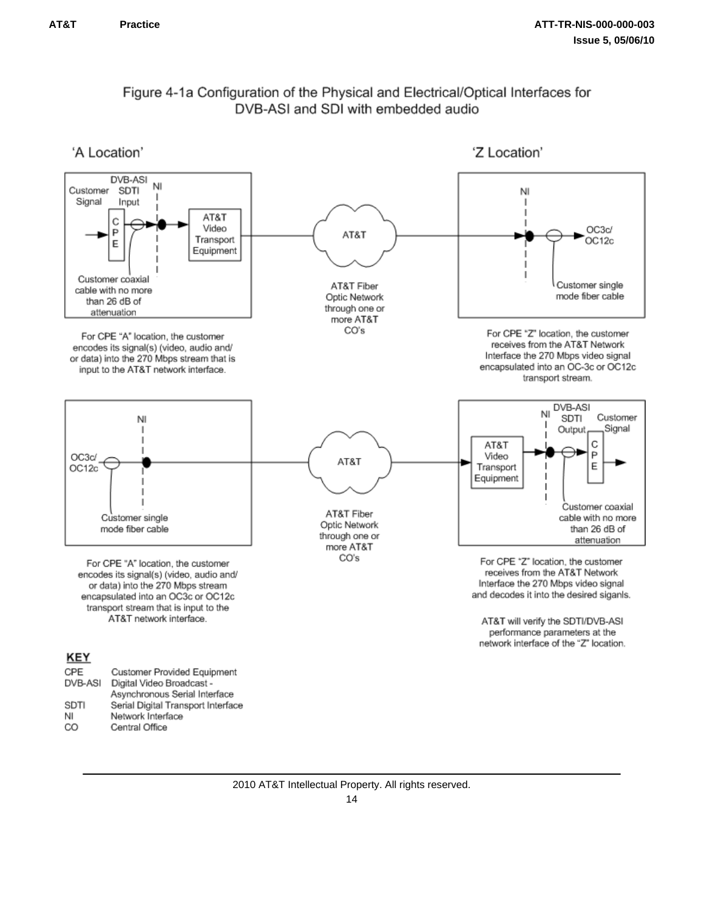## Figure 4-1a Configuration of the Physical and Electrical/Optical Interfaces for DVB-ASI and SDI with embedded audio

'A Location'

'Z Location'

Customer Signal

DVB-ASI SDTI Input

NI

CPE

AT&T Video Transport Equipment

Customer coaxial cable with no more than 26 dB of attenuation

AT&T

AT&T Fiber Optic Network through one or more AT&T CO's

NI

OC3c/ OC12c

Customer single mode fiber cable

For CPE "A" location, the customer encodes its signal(s) (video, audio and/ or data) into the 270 Mbps stream that is input to the AT&T network interface.

For CPE "Z" location, the customer receives from the AT&T Network Interface the 270 Mbps video signal encapsulated into an OC-3c or OC12c transport stream.

NI

OC3c/ OC12c

Customer single mode fiber cable

AT&T

AT&T Fiber Optic Network through one or more AT&T CO's

NI

DVB-ASI SDTI Output

Customer Signal

AT&T Video Transport Equipment

CPE

Customer coaxial cable with no more than 26 dB of attenuation

For CPE "A" location, the customer encodes its signal(s) (video, audio and/ or data) into the 270 Mbps stream encapsulated into an OC3c or OC12c transport stream that is input to the AT&T network interface.

For CPE "Z" location, the customer receives from the AT&T Network Interface the 270 Mbps video signal and decodes it into the desired siganls.

AT&T will verify the SDTI/DVB-ASI performance parameters at the network interface of the "Z" location.

**KEY**

| | |
|---|---|
| CPE | Customer Provided Equipment |
| DVB-ASI | Digital Video Broadcast - Asynchronous Serial Interface |
| SDTI | Serial Digital Transport Interface |
| NI | Network Interface |
| CO | Central Office |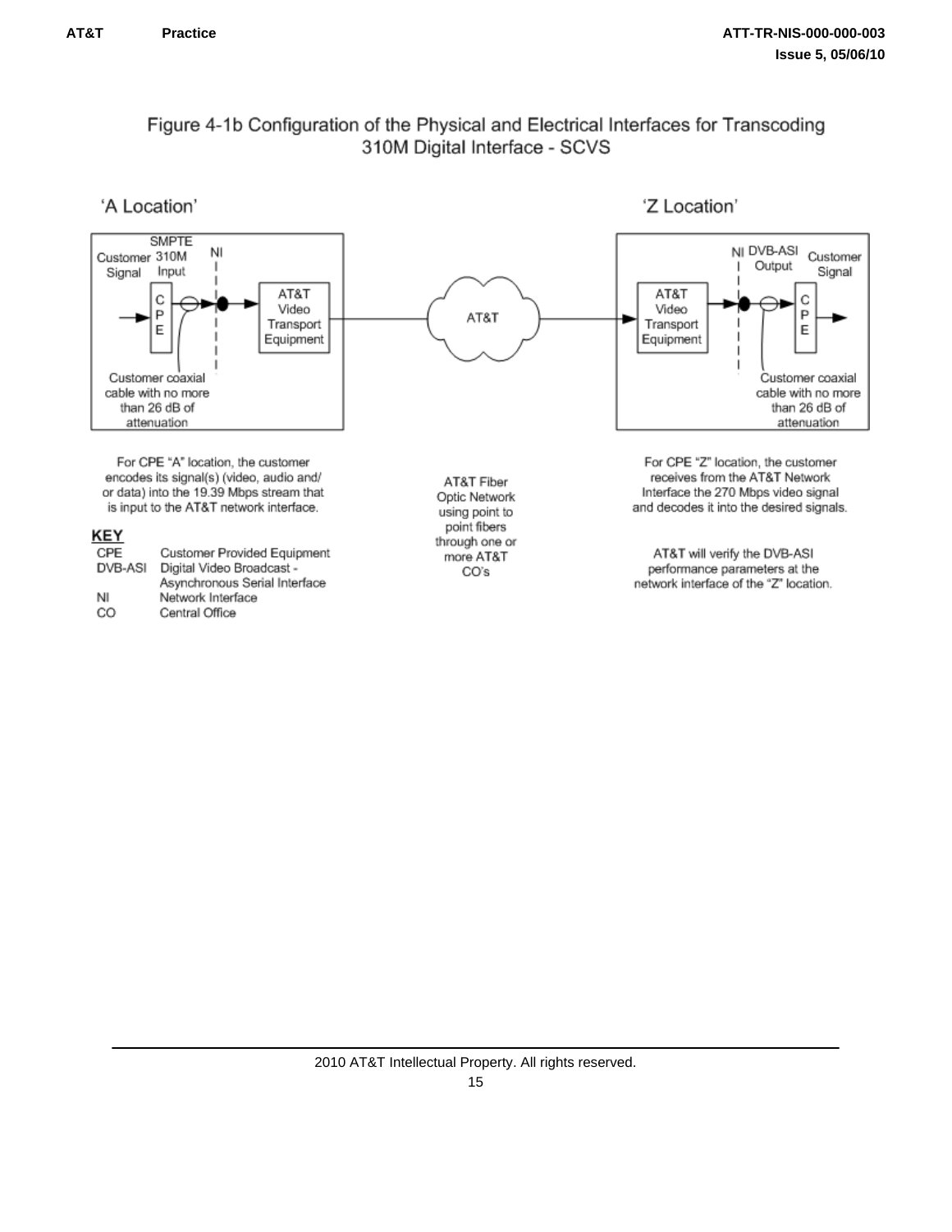### Figure 4-1b Configuration of the Physical and Electrical Interfaces for Transcoding 310M Digital Interface - SCVS

'A Location'

'Z Location'

Customer Signal SMPTE 310M Input NI

CPE

AT&T Video Transport Equipment

Customer coaxial cable with no more than 26 dB of attenuation

AT&T

NI DVB-ASI Output Customer Signal

AT&T Video Transport Equipment

CPE

Customer coaxial cable with no more than 26 dB of attenuation

For CPE "A" location, the customer encodes its signal(s) (video, audio and/ or data) into the 19.39 Mbps stream that is input to the AT&T network interface.

AT&T Fiber Optic Network using point to point fibers through one or more AT&T CO's

For CPE "Z" location, the customer receives from the AT&T Network Interface the 270 Mbps video signal and decodes it into the desired signals.

AT&T will verify the DVB-ASI performance parameters at the network interface of the "Z" location.

**KEY**

| | |
|---|---|
| CPE | Customer Provided Equipment |
| DVB-ASI | Digital Video Broadcast - Asynchronous Serial Interface |
| NI | Network Interface |
| CO | Central Office |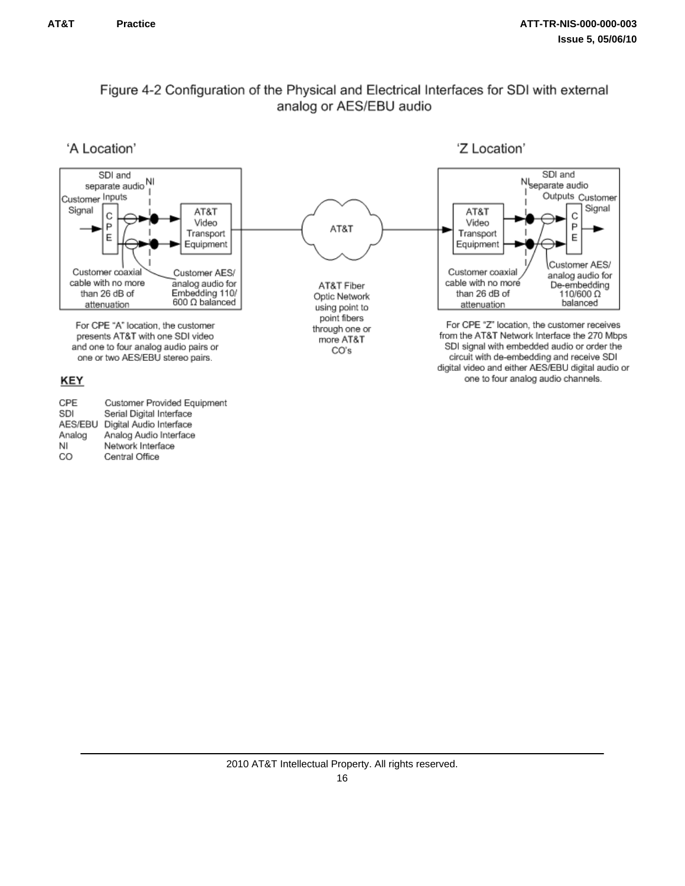Figure 4-2 Configuration of the Physical and Electrical Interfaces for SDI with external analog or AES/EBU audio

'A Location'

'Z Location'

SDI and separate audio Inputs

NI

Customer Signal

CPE

AT&T Video Transport Equipment

Customer coaxial cable with no more than 26 dB of attenuation

Customer AES/ analog audio for Embedding 110/ 600 Ω balanced

AT&T

AT&T Fiber Optic Network using point to point fibers through one or more AT&T CO's

SDI and separate audio Outputs

NI

Customer Signal

AT&T Video Transport Equipment

CPE

Customer coaxial cable with no more than 26 dB of attenuation

Customer AES/ analog audio for De-embedding 110/600 Ω balanced

For CPE "A" location, the customer presents AT&T with one SDI video and one to four analog audio pairs or one or two AES/EBU stereo pairs.

For CPE "Z" location, the customer receives from the AT&T Network Interface the 270 Mbps SDI signal with embedded audio or order the circuit with de-embedding and receive SDI digital video and either AES/EBU digital audio or one to four analog audio channels.

**KEY**

| | |
|---|---|
| CPE | Customer Provided Equipment |
| SDI | Serial Digital Interface |
| AES/EBU | Digital Audio Interface |
| Analog | Analog Audio Interface |
| NI | Network Interface |
| CO | Central Office |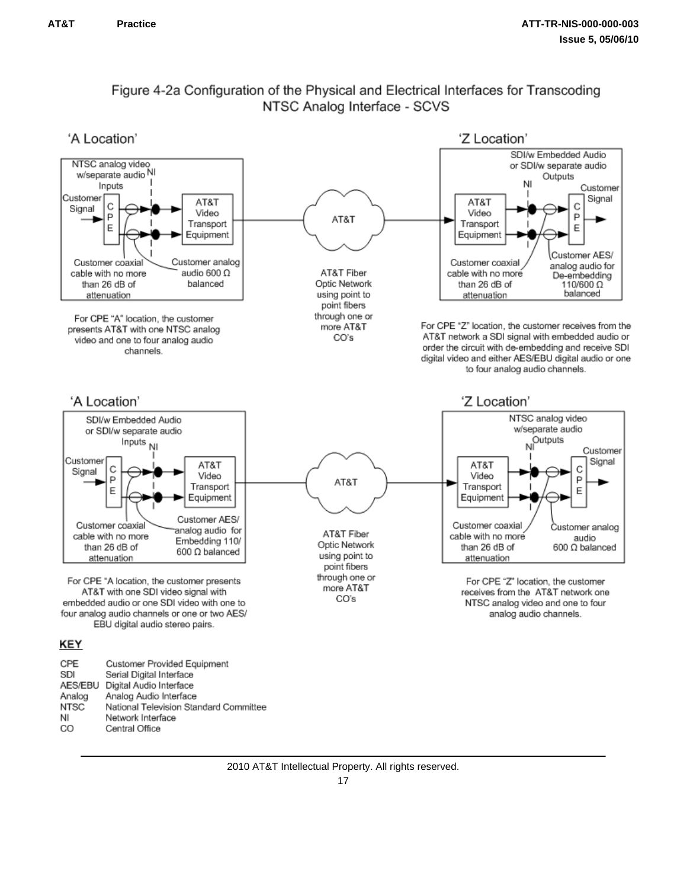Figure 4-2a Configuration of the Physical and Electrical Interfaces for Transcoding NTSC Analog Interface - SCVS

'A Location'

NTSC analog video w/separate audio Inputs

NI

Customer Signal

CPE

AT&T Video Transport Equipment

Customer coaxial cable with no more than 26 dB of attenuation

Customer analog audio 600 Ω balanced

For CPE "A" location, the customer presents AT&T with one NTSC analog video and one to four analog audio channels.

AT&T

AT&T Fiber Optic Network using point to point fibers through one or more AT&T CO's

'Z Location'

SDI/w Embedded Audio or SDI/w separate audio Outputs

NI

Customer Signal

AT&T Video Transport Equipment

CPE

Customer coaxial cable with no more than 26 dB of attenuation

Customer AES/ analog audio for De-embedding 110/600 Ω balanced

For CPE "Z" location, the customer receives from the AT&T network a SDI signal with embedded audio or order the circuit with de-embedding and receive SDI digital video and either AES/EBU digital audio or one to four analog audio channels.

'A Location'

SDI/w Embedded Audio or SDI/w separate audio Inputs

NI

Customer Signal

CPE

AT&T Video Transport Equipment

Customer coaxial cable with no more than 26 dB of attenuation

Customer AES/ analog audio for Embedding 110/ 600 Ω balanced

For CPE "A location, the customer presents AT&T with one SDI video signal with embedded audio or one SDI video with one to four analog audio channels or one or two AES/ EBU digital audio stereo pairs.

AT&T

AT&T Fiber Optic Network using point to point fibers through one or more AT&T CO's

'Z Location'

NTSC analog video w/separate audio Outputs

NI

Customer Signal

AT&T Video Transport Equipment

CPE

Customer coaxial cable with no more than 26 dB of attenuation

Customer analog audio 600 Ω balanced

For CPE "Z" location, the customer receives from the AT&T network one NTSC analog video and one to four analog audio channels.

**KEY**

| | |
|---|---|
| CPE | Customer Provided Equipment |
| SDI | Serial Digital Interface |
| AES/EBU | Digital Audio Interface |
| Analog | Analog Audio Interface |
| NTSC | National Television Standard Committee |
| NI | Network Interface |
| CO | Central Office |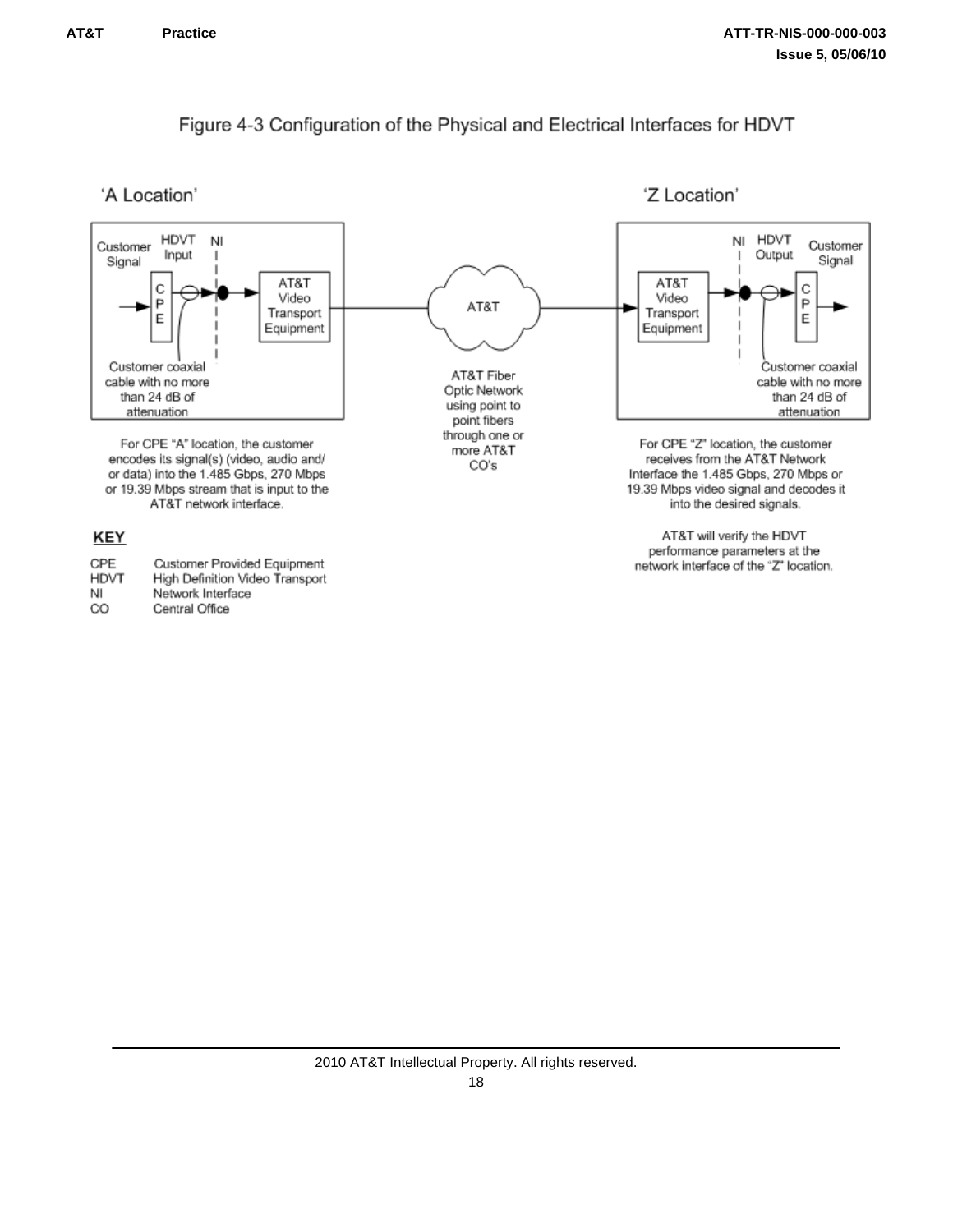Figure 4-3 Configuration of the Physical and Electrical Interfaces for HDVT

'A Location'

Customer Signal — HDVT Input — NI — CPE — AT&T Video Transport Equipment

Customer coaxial cable with no more than 24 dB of attenuation

For CPE "A" location, the customer encodes its signal(s) (video, audio and/ or data) into the 1.485 Gbps, 270 Mbps or 19.39 Mbps stream that is input to the AT&T network interface.

AT&T

AT&T Fiber Optic Network using point to point fibers through one or more AT&T CO's

'Z Location'

AT&T Video Transport Equipment — NI — HDVT Output — CPE — Customer Signal

Customer coaxial cable with no more than 24 dB of attenuation

For CPE "Z" location, the customer receives from the AT&T Network Interface the 1.485 Gbps, 270 Mbps or 19.39 Mbps video signal and decodes it into the desired signals.

AT&T will verify the HDVT performance parameters at the network interface of the "Z" location.

**KEY**

| | |
|---|---|
| CPE | Customer Provided Equipment |
| HDVT | High Definition Video Transport |
| NI | Network Interface |
| CO | Central Office |

2010 AT&T Intellectual Property. All rights reserved.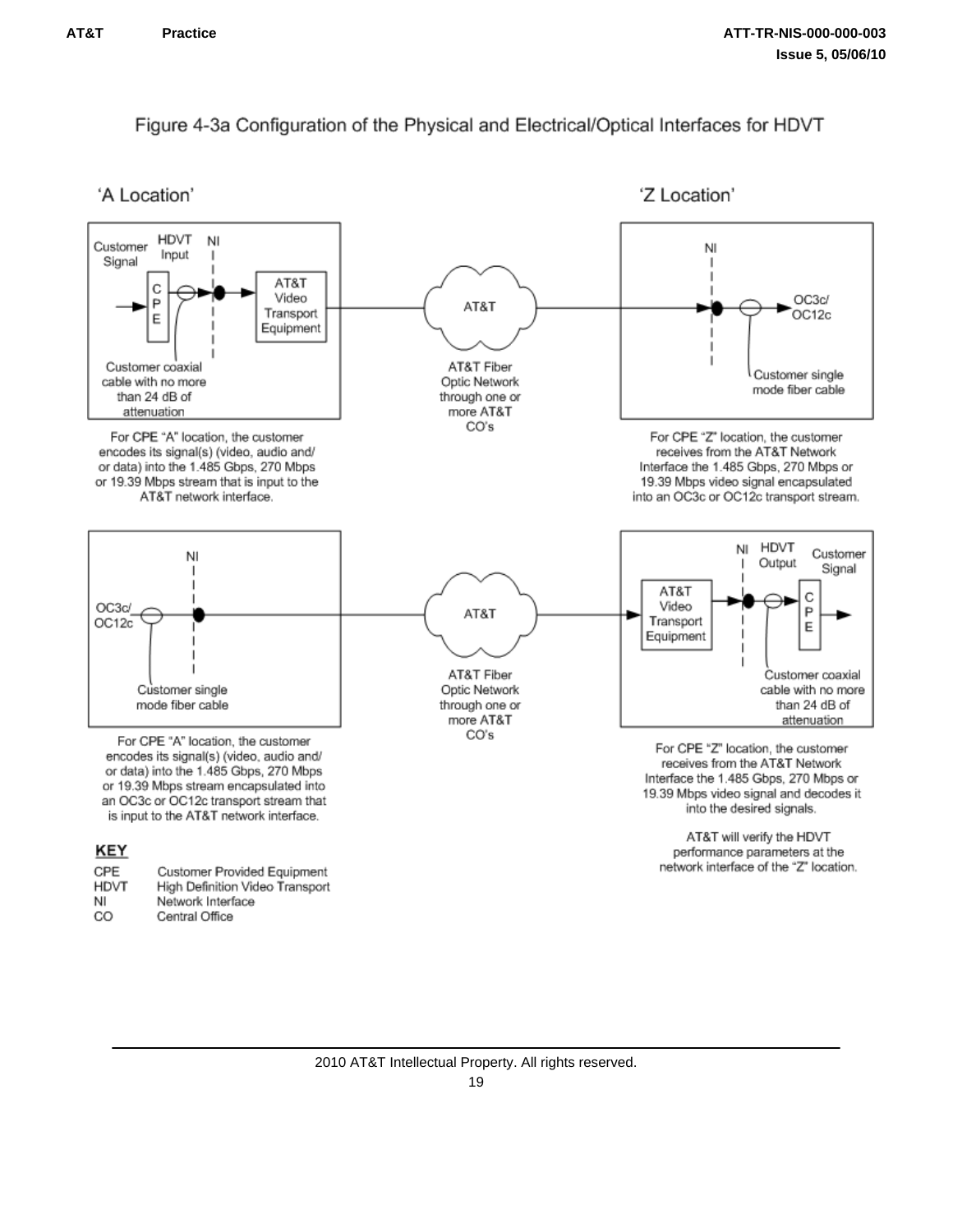Figure 4-3a Configuration of the Physical and Electrical/Optical Interfaces for HDVT

'A Location'

'Z Location'

Customer Signal

HDVT Input

NI

CPE

AT&T Video Transport Equipment

AT&T

NI

OC3c/ OC12c

Customer coaxial cable with no more than 24 dB of attenuation

AT&T Fiber Optic Network through one or more AT&T CO's

Customer single mode fiber cable

For CPE "A" location, the customer encodes its signal(s) (video, audio and/ or data) into the 1.485 Gbps, 270 Mbps or 19.39 Mbps stream that is input to the AT&T network interface.

For CPE "Z" location, the customer receives from the AT&T Network Interface the 1.485 Gbps, 270 Mbps or 19.39 Mbps video signal encapsulated into an OC3c or OC12c transport stream.

NI

OC3c/ OC12c

AT&T

NI

HDVT Output

Customer Signal

AT&T Video Transport Equipment

CPE

Customer single mode fiber cable

AT&T Fiber Optic Network through one or more AT&T CO's

Customer coaxial cable with no more than 24 dB of attenuation

For CPE "A" location, the customer encodes its signal(s) (video, audio and/ or data) into the 1.485 Gbps, 270 Mbps or 19.39 Mbps stream encapsulated into an OC3c or OC12c transport stream that is input to the AT&T network interface.

For CPE "Z" location, the customer receives from the AT&T Network Interface the 1.485 Gbps, 270 Mbps or 19.39 Mbps video signal and decodes it into the desired signals.

AT&T will verify the HDVT performance parameters at the network interface of the "Z" location.

**KEY**

| | |
|---|---|
| CPE | Customer Provided Equipment |
| HDVT | High Definition Video Transport |
| NI | Network Interface |
| CO | Central Office |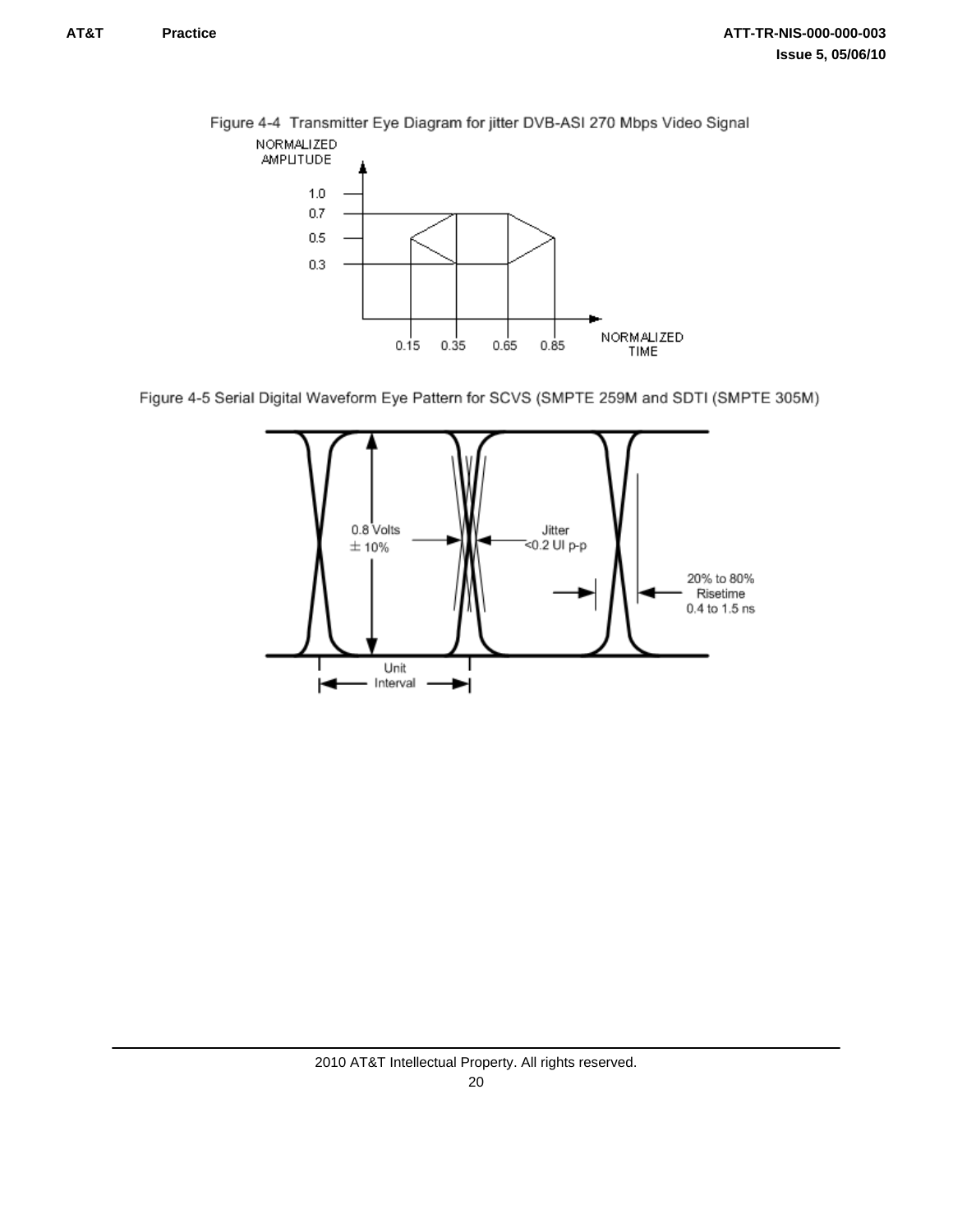Figure 4-4 Transmitter Eye Diagram for jitter DVB-ASI 270 Mbps Video Signal

Figure 4-5 Serial Digital Waveform Eye Pattern for SCVS (SMPTE 259M and SDTI (SMPTE 305M)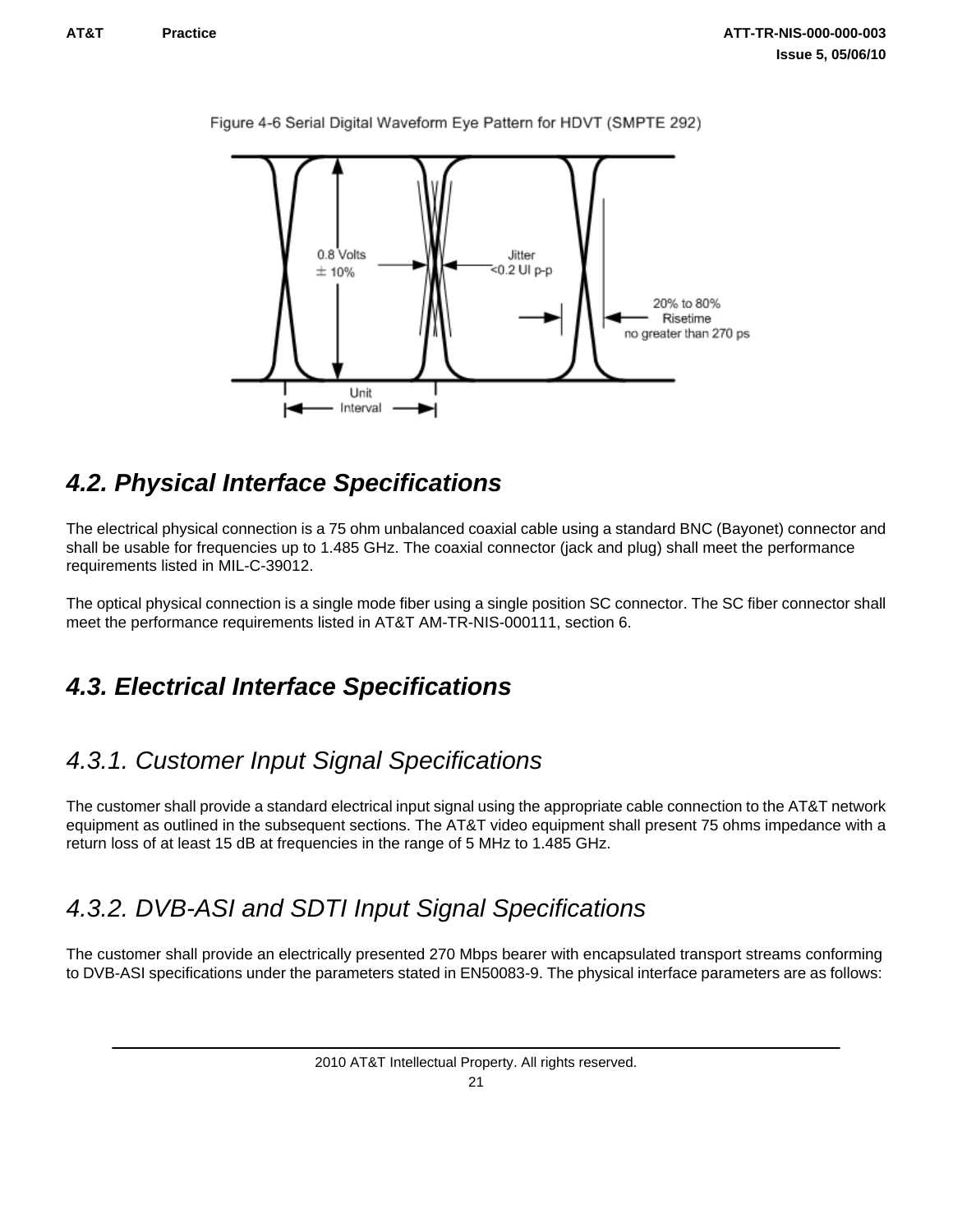Figure 4-6 Serial Digital Waveform Eye Pattern for HDVT (SMPTE 292)

## 4.2. Physical Interface Specifications

The electrical physical connection is a 75 ohm unbalanced coaxial cable using a standard BNC (Bayonet) connector and shall be usable for frequencies up to 1.485 GHz. The coaxial connector (jack and plug) shall meet the performance requirements listed in MIL-C-39012.

The optical physical connection is a single mode fiber using a single position SC connector. The SC fiber connector shall meet the performance requirements listed in AT&T AM-TR-NIS-000111, section 6.

## 4.3. Electrical Interface Specifications

### 4.3.1. Customer Input Signal Specifications

The customer shall provide a standard electrical input signal using the appropriate cable connection to the AT&T network equipment as outlined in the subsequent sections. The AT&T video equipment shall present 75 ohms impedance with a return loss of at least 15 dB at frequencies in the range of 5 MHz to 1.485 GHz.

### 4.3.2. DVB-ASI and SDTI Input Signal Specifications

The customer shall provide an electrically presented 270 Mbps bearer with encapsulated transport streams conforming to DVB-ASI specifications under the parameters stated in EN50083-9. The physical interface parameters are as follows: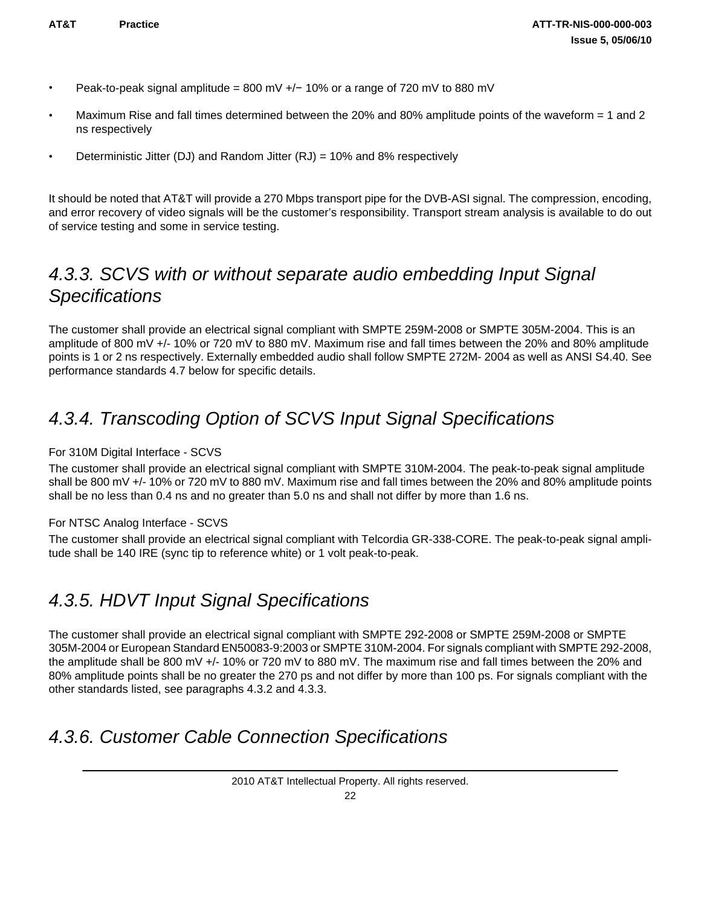- Peak-to-peak signal amplitude = 800 mV +/− 10% or a range of 720 mV to 880 mV
- Maximum Rise and fall times determined between the 20% and 80% amplitude points of the waveform = 1 and 2 ns respectively
- Deterministic Jitter (DJ) and Random Jitter (RJ) = 10% and 8% respectively

It should be noted that AT&T will provide a 270 Mbps transport pipe for the DVB-ASI signal. The compression, encoding, and error recovery of video signals will be the customer's responsibility. Transport stream analysis is available to do out of service testing and some in service testing.

## *4.3.3. SCVS with or without separate audio embedding Input Signal Specifications*

The customer shall provide an electrical signal compliant with SMPTE 259M-2008 or SMPTE 305M-2004. This is an amplitude of 800 mV +/- 10% or 720 mV to 880 mV. Maximum rise and fall times between the 20% and 80% amplitude points is 1 or 2 ns respectively. Externally embedded audio shall follow SMPTE 272M- 2004 as well as ANSI S4.40. See performance standards 4.7 below for specific details.

## *4.3.4. Transcoding Option of SCVS Input Signal Specifications*

For 310M Digital Interface - SCVS

The customer shall provide an electrical signal compliant with SMPTE 310M-2004. The peak-to-peak signal amplitude shall be 800 mV +/- 10% or 720 mV to 880 mV. Maximum rise and fall times between the 20% and 80% amplitude points shall be no less than 0.4 ns and no greater than 5.0 ns and shall not differ by more than 1.6 ns.

For NTSC Analog Interface - SCVS

The customer shall provide an electrical signal compliant with Telcordia GR-338-CORE. The peak-to-peak signal amplitude shall be 140 IRE (sync tip to reference white) or 1 volt peak-to-peak.

## *4.3.5. HDVT Input Signal Specifications*

The customer shall provide an electrical signal compliant with SMPTE 292-2008 or SMPTE 259M-2008 or SMPTE 305M-2004 or European Standard EN50083-9:2003 or SMPTE 310M-2004. For signals compliant with SMPTE 292-2008, the amplitude shall be 800 mV +/- 10% or 720 mV to 880 mV. The maximum rise and fall times between the 20% and 80% amplitude points shall be no greater the 270 ps and not differ by more than 100 ps. For signals compliant with the other standards listed, see paragraphs 4.3.2 and 4.3.3.

## *4.3.6. Customer Cable Connection Specifications*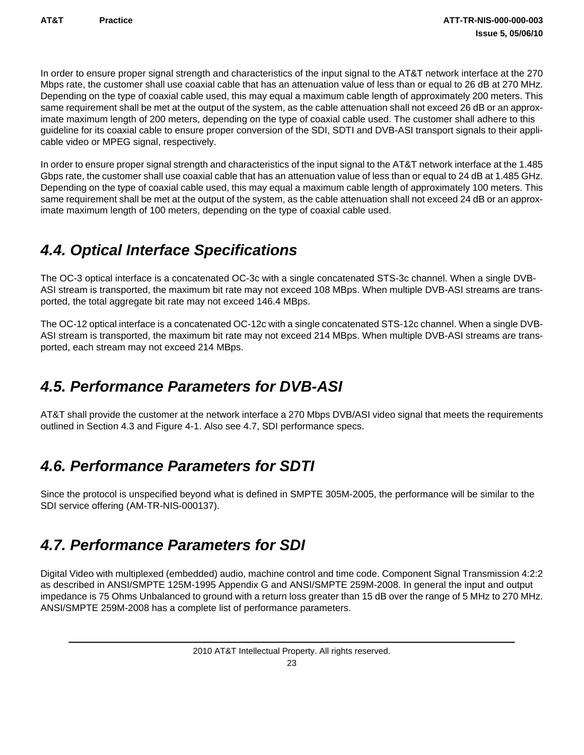In order to ensure proper signal strength and characteristics of the input signal to the AT&T network interface at the 270 Mbps rate, the customer shall use coaxial cable that has an attenuation value of less than or equal to 26 dB at 270 MHz. Depending on the type of coaxial cable used, this may equal a maximum cable length of approximately 200 meters. This same requirement shall be met at the output of the system, as the cable attenuation shall not exceed 26 dB or an approximate maximum length of 200 meters, depending on the type of coaxial cable used. The customer shall adhere to this guideline for its coaxial cable to ensure proper conversion of the SDI, SDTI and DVB-ASI transport signals to their applicable video or MPEG signal, respectively.

In order to ensure proper signal strength and characteristics of the input signal to the AT&T network interface at the 1.485 Gbps rate, the customer shall use coaxial cable that has an attenuation value of less than or equal to 24 dB at 1.485 GHz. Depending on the type of coaxial cable used, this may equal a maximum cable length of approximately 100 meters. This same requirement shall be met at the output of the system, as the cable attenuation shall not exceed 24 dB or an approximate maximum length of 100 meters, depending on the type of coaxial cable used.

## *4.4. Optical Interface Specifications*

The OC-3 optical interface is a concatenated OC-3c with a single concatenated STS-3c channel. When a single DVB-ASI stream is transported, the maximum bit rate may not exceed 108 MBps. When multiple DVB-ASI streams are transported, the total aggregate bit rate may not exceed 146.4 MBps.

The OC-12 optical interface is a concatenated OC-12c with a single concatenated STS-12c channel. When a single DVB-ASI stream is transported, the maximum bit rate may not exceed 214 MBps. When multiple DVB-ASI streams are transported, each stream may not exceed 214 MBps.

## *4.5. Performance Parameters for DVB-ASI*

AT&T shall provide the customer at the network interface a 270 Mbps DVB/ASI video signal that meets the requirements outlined in Section 4.3 and Figure 4-1. Also see 4.7, SDI performance specs.

## *4.6. Performance Parameters for SDTI*

Since the protocol is unspecified beyond what is defined in SMPTE 305M-2005, the performance will be similar to the SDI service offering (AM-TR-NIS-000137).

## *4.7. Performance Parameters for SDI*

Digital Video with multiplexed (embedded) audio, machine control and time code. Component Signal Transmission 4:2:2 as described in ANSI/SMPTE 125M-1995 Appendix G and ANSI/SMPTE 259M-2008. In general the input and output impedance is 75 Ohms Unbalanced to ground with a return loss greater than 15 dB over the range of 5 MHz to 270 MHz. ANSI/SMPTE 259M-2008 has a complete list of performance parameters.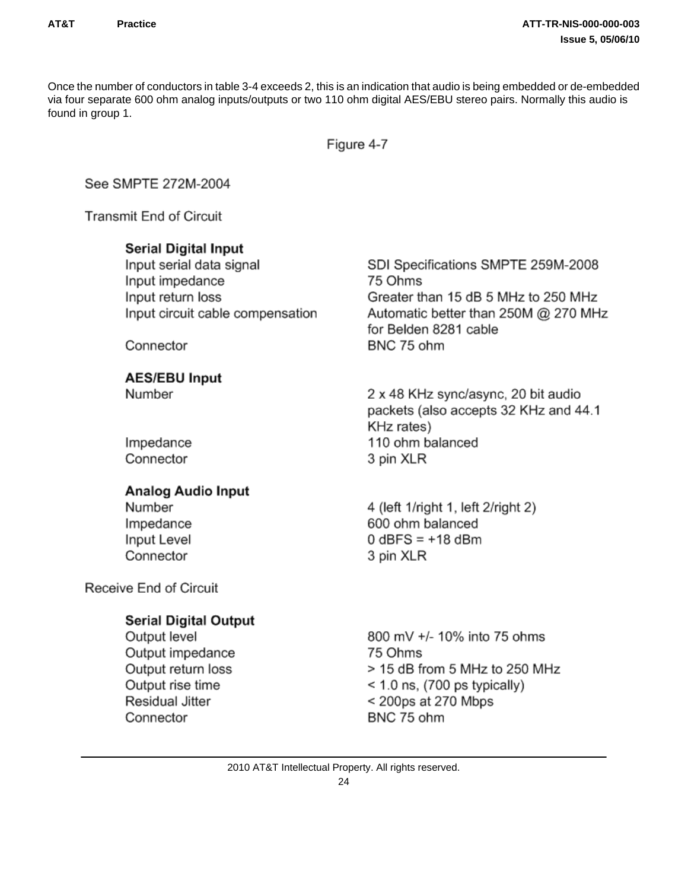Once the number of conductors in table 3-4 exceeds 2, this is an indication that audio is being embedded or de-embedded via four separate 600 ohm analog inputs/outputs or two 110 ohm digital AES/EBU stereo pairs. Normally this audio is found in group 1.

Figure 4-7

See SMPTE 272M-2004

Transmit End of Circuit

**Serial Digital Input**

| | |
|---|---|
| Input serial data signal | SDI Specifications SMPTE 259M-2008 |
| Input impedance | 75 Ohms |
| Input return loss | Greater than 15 dB 5 MHz to 250 MHz |
| Input circuit cable compensation | Automatic better than 250M @ 270 MHz for Belden 8281 cable |
| Connector | BNC 75 ohm |

**AES/EBU Input**

| | |
|---|---|
| Number | 2 x 48 KHz sync/async, 20 bit audio packets (also accepts 32 KHz and 44.1 KHz rates) |
| Impedance | 110 ohm balanced |
| Connector | 3 pin XLR |

**Analog Audio Input**

| | |
|---|---|
| Number | 4 (left 1/right 1, left 2/right 2) |
| Impedance | 600 ohm balanced |
| Input Level | 0 dBFS = +18 dBm |
| Connector | 3 pin XLR |

Receive End of Circuit

**Serial Digital Output**

| | |
|---|---|
| Output level | 800 mV +/- 10% into 75 ohms |
| Output impedance | 75 Ohms |
| Output return loss | > 15 dB from 5 MHz to 250 MHz |
| Output rise time | < 1.0 ns, (700 ps typically) |
| Residual Jitter | < 200ps at 270 Mbps |
| Connector | BNC 75 ohm |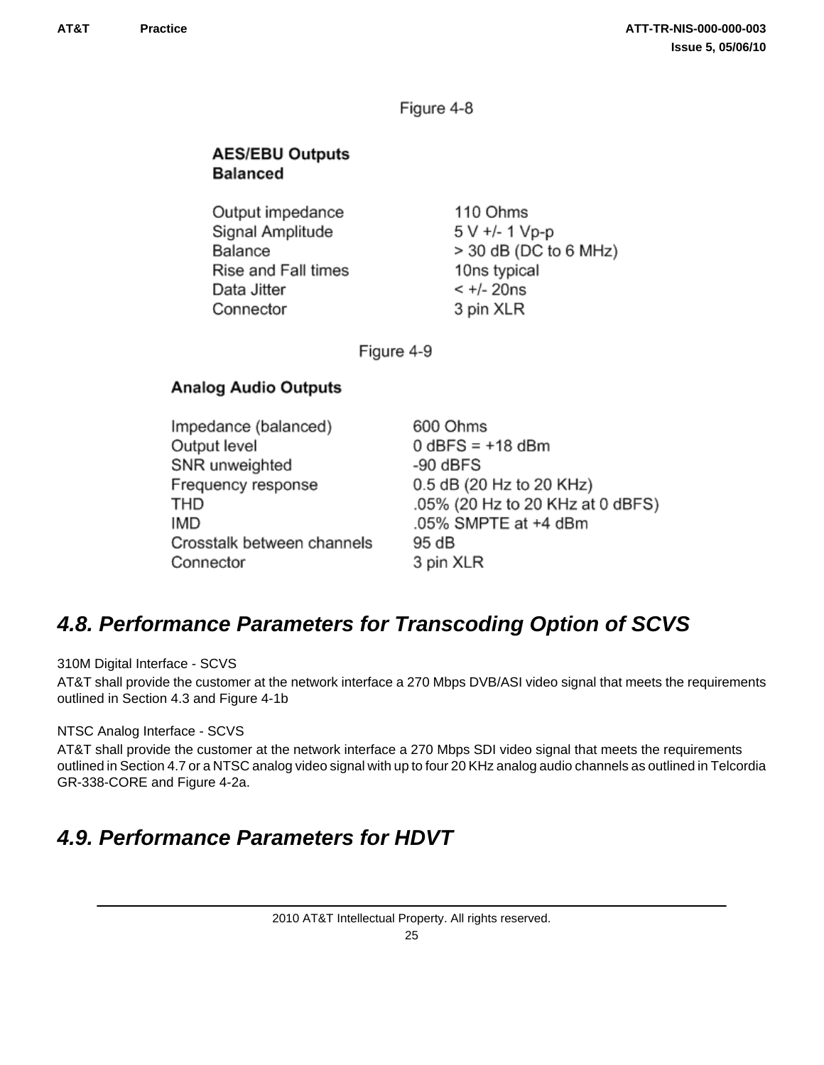Figure 4-8

**AES/EBU Outputs**
**Balanced**

| | |
|---|---|
| Output impedance | 110 Ohms |
| Signal Amplitude | 5 V +/- 1 Vp-p |
| Balance | > 30 dB (DC to 6 MHz) |
| Rise and Fall times | 10ns typical |
| Data Jitter | < +/- 20ns |
| Connector | 3 pin XLR |

Figure 4-9

**Analog Audio Outputs**

| | |
|---|---|
| Impedance (balanced) | 600 Ohms |
| Output level | 0 dBFS = +18 dBm |
| SNR unweighted | -90 dBFS |
| Frequency response | 0.5 dB (20 Hz to 20 KHz) |
| THD | .05% (20 Hz to 20 KHz at 0 dBFS) |
| IMD | .05% SMPTE at +4 dBm |
| Crosstalk between channels | 95 dB |
| Connector | 3 pin XLR |

## *4.8. Performance Parameters for Transcoding Option of SCVS*

310M Digital Interface - SCVS

AT&T shall provide the customer at the network interface a 270 Mbps DVB/ASI video signal that meets the requirements outlined in Section 4.3 and Figure 4-1b

NTSC Analog Interface - SCVS

AT&T shall provide the customer at the network interface a 270 Mbps SDI video signal that meets the requirements outlined in Section 4.7 or a NTSC analog video signal with up to four 20 KHz analog audio channels as outlined in Telcordia GR-338-CORE and Figure 4-2a.

## *4.9. Performance Parameters for HDVT*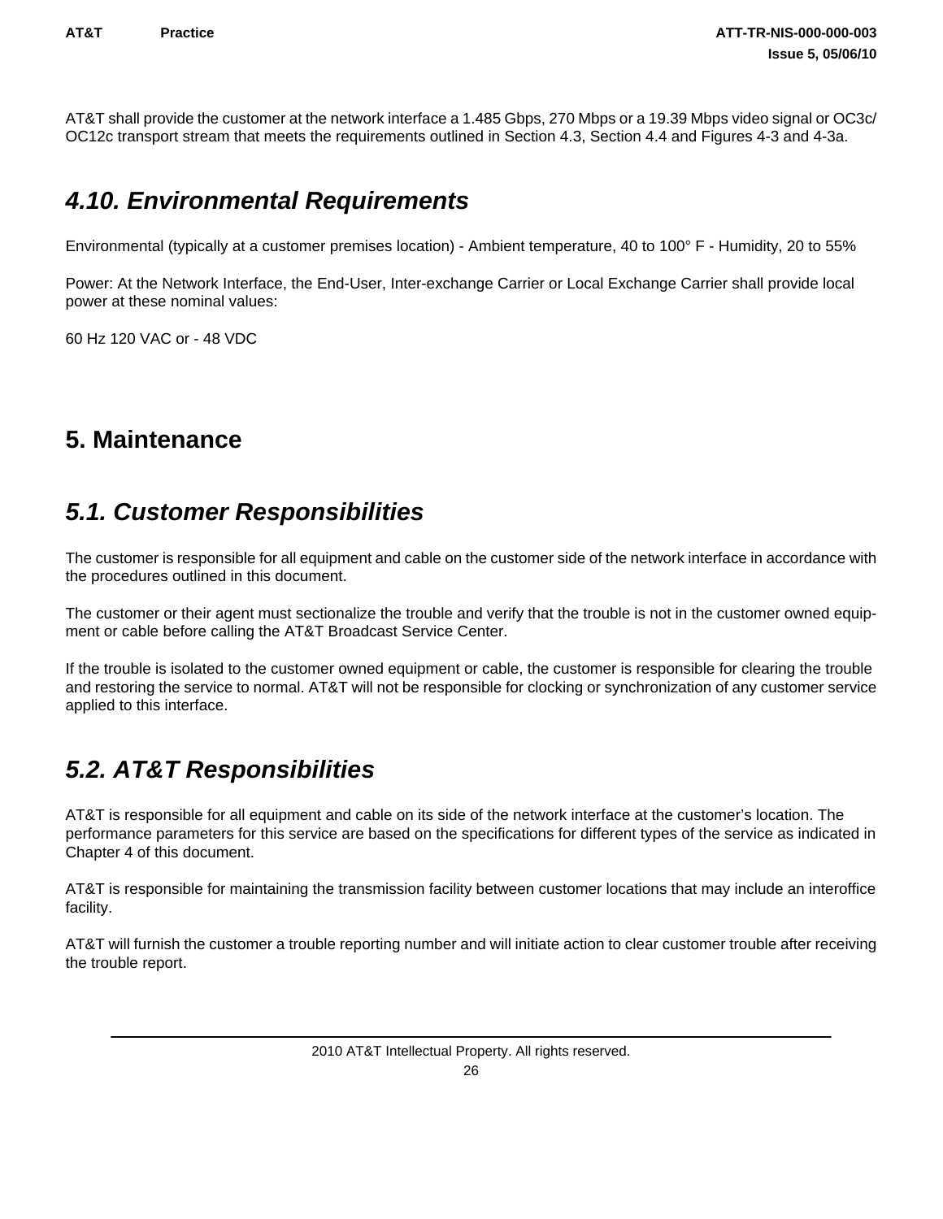AT&T shall provide the customer at the network interface a 1.485 Gbps, 270 Mbps or a 19.39 Mbps video signal or OC3c/OC12c transport stream that meets the requirements outlined in Section 4.3, Section 4.4 and Figures 4-3 and 4-3a.

## *4.10. Environmental Requirements*

Environmental (typically at a customer premises location) - Ambient temperature, 40 to 100° F - Humidity, 20 to 55%

Power: At the Network Interface, the End-User, Inter-exchange Carrier or Local Exchange Carrier shall provide local power at these nominal values:

60 Hz 120 VAC or - 48 VDC

# 5. Maintenance

## *5.1. Customer Responsibilities*

The customer is responsible for all equipment and cable on the customer side of the network interface in accordance with the procedures outlined in this document.

The customer or their agent must sectionalize the trouble and verify that the trouble is not in the customer owned equipment or cable before calling the AT&T Broadcast Service Center.

If the trouble is isolated to the customer owned equipment or cable, the customer is responsible for clearing the trouble and restoring the service to normal. AT&T will not be responsible for clocking or synchronization of any customer service applied to this interface.

## *5.2. AT&T Responsibilities*

AT&T is responsible for all equipment and cable on its side of the network interface at the customer's location. The performance parameters for this service are based on the specifications for different types of the service as indicated in Chapter 4 of this document.

AT&T is responsible for maintaining the transmission facility between customer locations that may include an interoffice facility.

AT&T will furnish the customer a trouble reporting number and will initiate action to clear customer trouble after receiving the trouble report.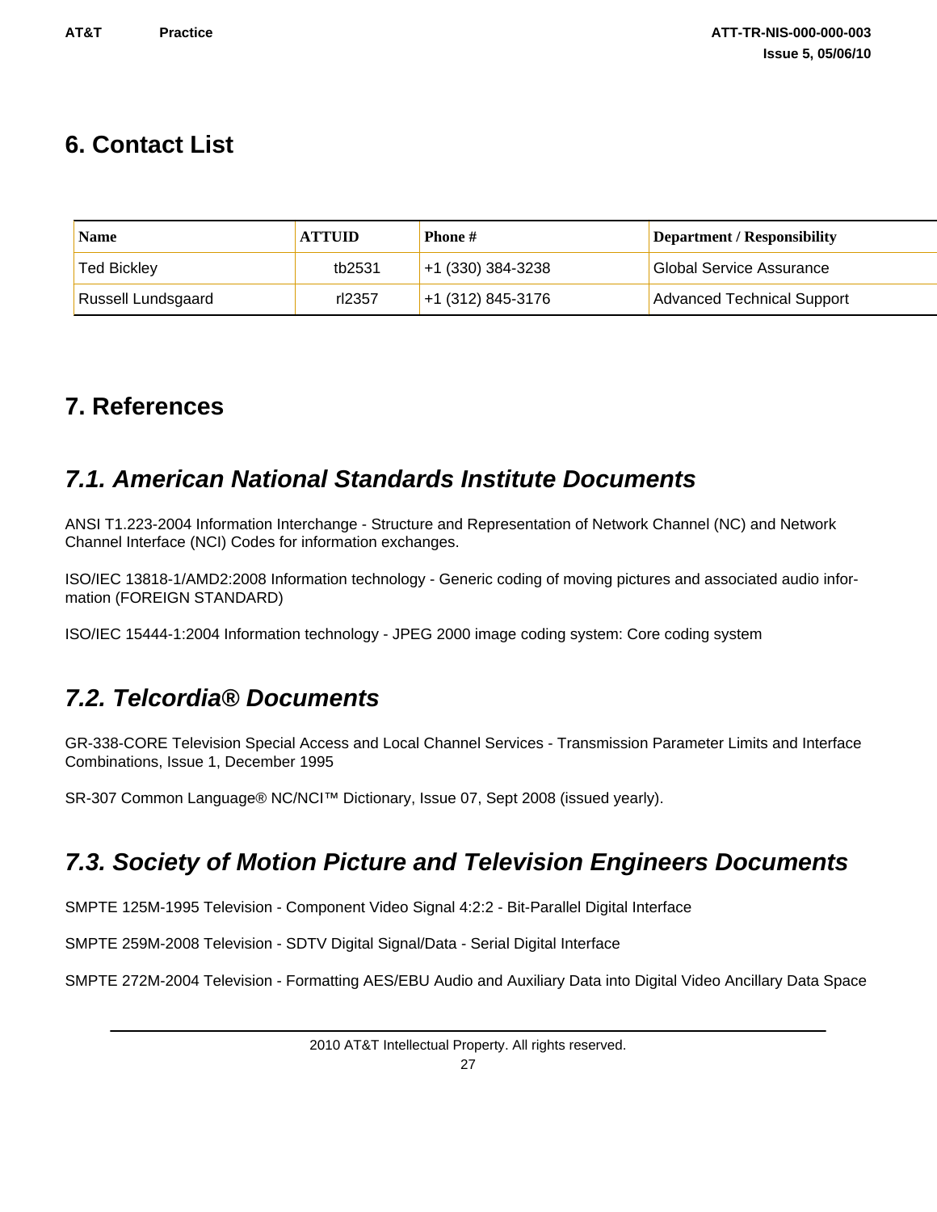# 6. Contact List

| Name | ATTUID | Phone # | Department / Responsibility |
|---|---|---|---|
| Ted Bickley | tb2531 | +1 (330) 384-3238 | Global Service Assurance |
| Russell Lundsgaard | rl2357 | +1 (312) 845-3176 | Advanced Technical Support |

# 7. References

## *7.1. American National Standards Institute Documents*

ANSI T1.223-2004 Information Interchange - Structure and Representation of Network Channel (NC) and Network Channel Interface (NCI) Codes for information exchanges.

ISO/IEC 13818-1/AMD2:2008 Information technology - Generic coding of moving pictures and associated audio information (FOREIGN STANDARD)

ISO/IEC 15444-1:2004 Information technology - JPEG 2000 image coding system: Core coding system

## *7.2. Telcordia® Documents*

GR-338-CORE Television Special Access and Local Channel Services - Transmission Parameter Limits and Interface Combinations, Issue 1, December 1995

SR-307 Common Language® NC/NCI™ Dictionary, Issue 07, Sept 2008 (issued yearly).

## *7.3. Society of Motion Picture and Television Engineers Documents*

SMPTE 125M-1995 Television - Component Video Signal 4:2:2 - Bit-Parallel Digital Interface

SMPTE 259M-2008 Television - SDTV Digital Signal/Data - Serial Digital Interface

SMPTE 272M-2004 Television - Formatting AES/EBU Audio and Auxiliary Data into Digital Video Ancillary Data Space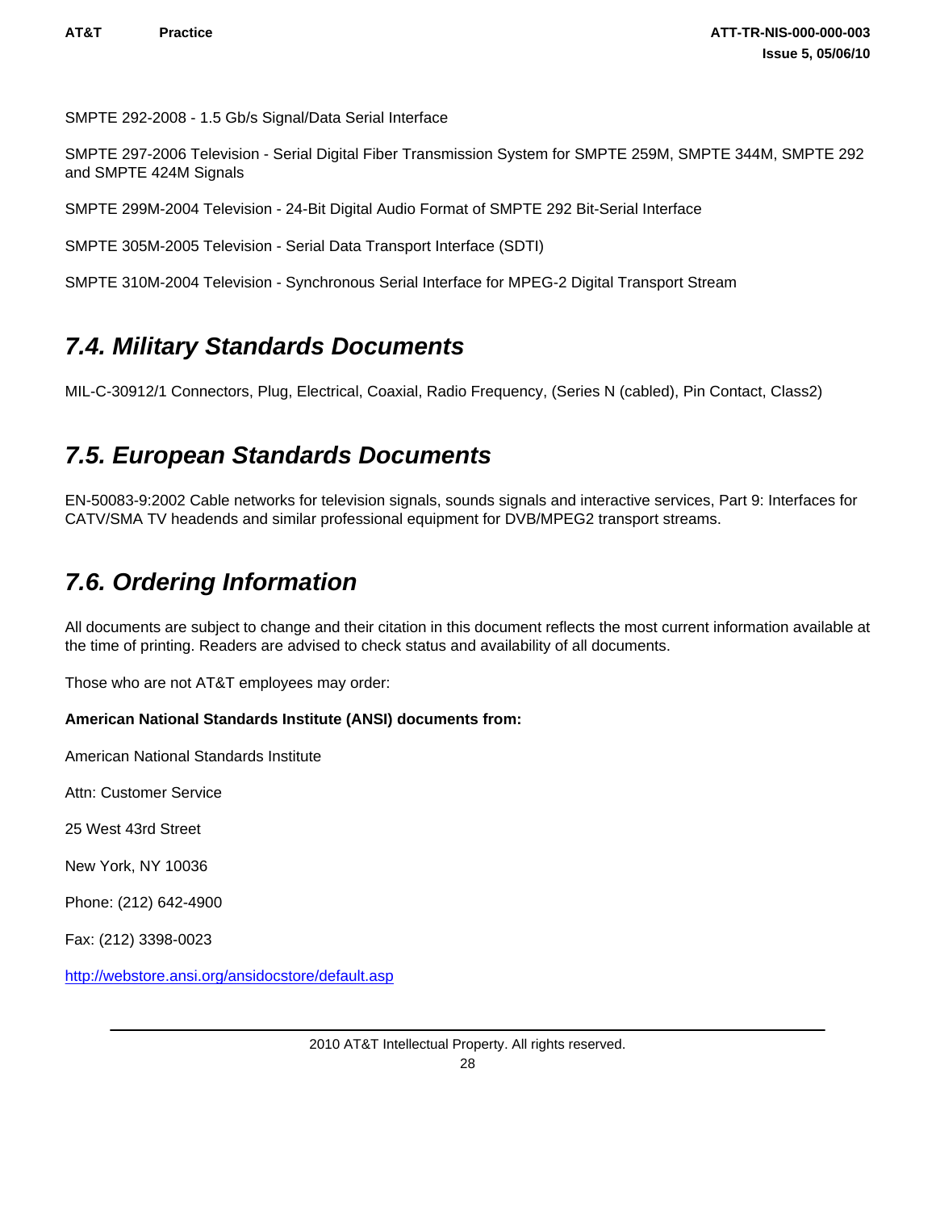SMPTE 292-2008 - 1.5 Gb/s Signal/Data Serial Interface

SMPTE 297-2006 Television - Serial Digital Fiber Transmission System for SMPTE 259M, SMPTE 344M, SMPTE 292 and SMPTE 424M Signals

SMPTE 299M-2004 Television - 24-Bit Digital Audio Format of SMPTE 292 Bit-Serial Interface

SMPTE 305M-2005 Television - Serial Data Transport Interface (SDTI)

SMPTE 310M-2004 Television - Synchronous Serial Interface for MPEG-2 Digital Transport Stream

## 7.4. Military Standards Documents

MIL-C-30912/1 Connectors, Plug, Electrical, Coaxial, Radio Frequency, (Series N (cabled), Pin Contact, Class2)

## 7.5. European Standards Documents

EN-50083-9:2002 Cable networks for television signals, sounds signals and interactive services, Part 9: Interfaces for CATV/SMA TV headends and similar professional equipment for DVB/MPEG2 transport streams.

## 7.6. Ordering Information

All documents are subject to change and their citation in this document reflects the most current information available at the time of printing. Readers are advised to check status and availability of all documents.

Those who are not AT&T employees may order:

**American National Standards Institute (ANSI) documents from:**

American National Standards Institute

Attn: Customer Service

25 West 43rd Street

New York, NY 10036

Phone: (212) 642-4900

Fax: (212) 3398-0023

http://webstore.ansi.org/ansidocstore/default.asp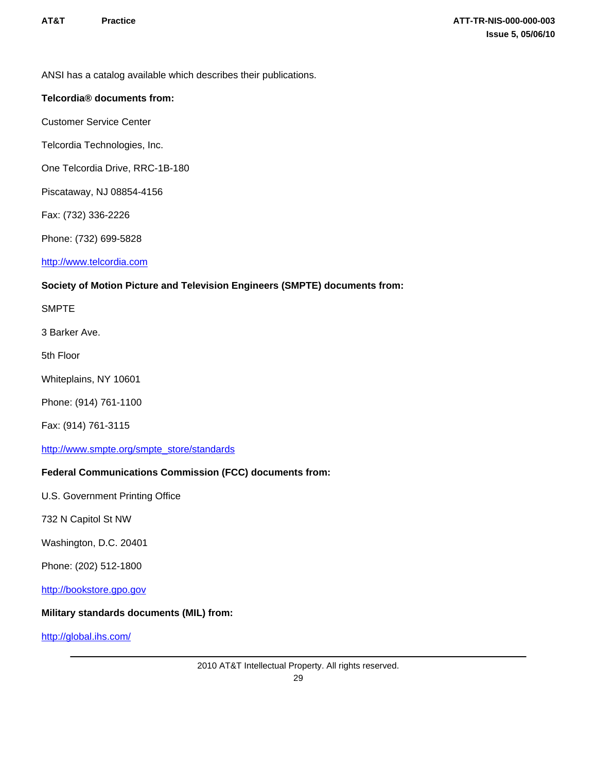ANSI has a catalog available which describes their publications.

**Telcordia® documents from:**

Customer Service Center

Telcordia Technologies, Inc.

One Telcordia Drive, RRC-1B-180

Piscataway, NJ 08854-4156

Fax: (732) 336-2226

Phone: (732) 699-5828

http://www.telcordia.com

**Society of Motion Picture and Television Engineers (SMPTE) documents from:**

SMPTE

3 Barker Ave.

5th Floor

Whiteplains, NY 10601

Phone: (914) 761-1100

Fax: (914) 761-3115

http://www.smpte.org/smpte_store/standards

**Federal Communications Commission (FCC) documents from:**

U.S. Government Printing Office

732 N Capitol St NW

Washington, D.C. 20401

Phone: (202) 512-1800

http://bookstore.gpo.gov

**Military standards documents (MIL) from:**

http://global.ihs.com/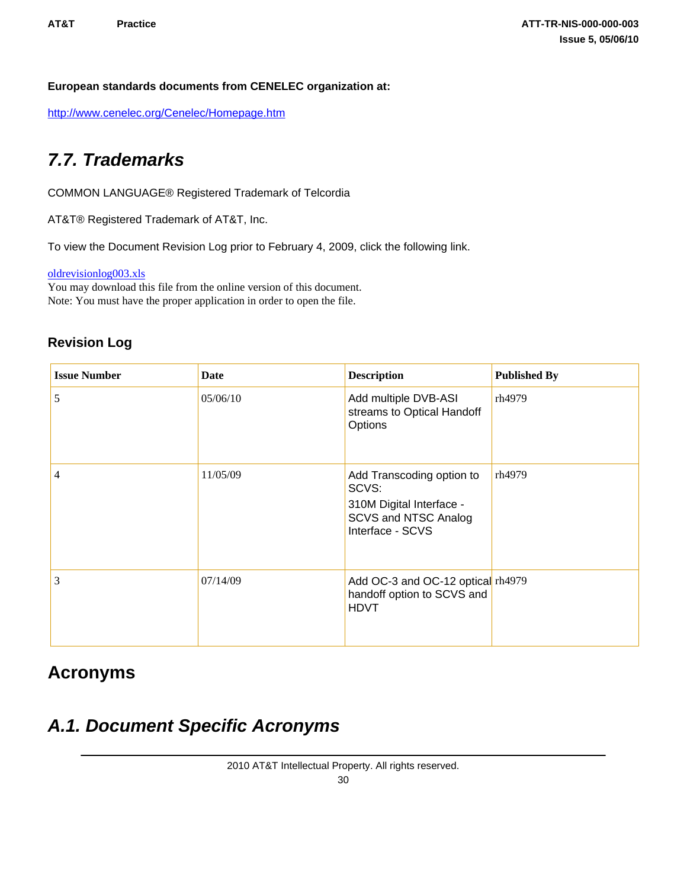**European standards documents from CENELEC organization at:**

http://www.cenelec.org/Cenelec/Homepage.htm

## *7.7. Trademarks*

COMMON LANGUAGE® Registered Trademark of Telcordia

AT&T® Registered Trademark of AT&T, Inc.

To view the Document Revision Log prior to February 4, 2009, click the following link.

oldrevisionlog003.xls
You may download this file from the online version of this document.
Note: You must have the proper application in order to open the file.

### Revision Log

| Issue Number | Date | Description | Published By |
|---|---|---|---|
| 5 | 05/06/10 | Add multiple DVB-ASI streams to Optical Handoff Options | rh4979 |
| 4 | 11/05/09 | Add Transcoding option to SCVS:<br>310M Digital Interface - SCVS and NTSC Analog Interface - SCVS | rh4979 |
| 3 | 07/14/09 | Add OC-3 and OC-12 optical handoff option to SCVS and HDVT | rh4979 |

## Acronyms

## *A.1. Document Specific Acronyms*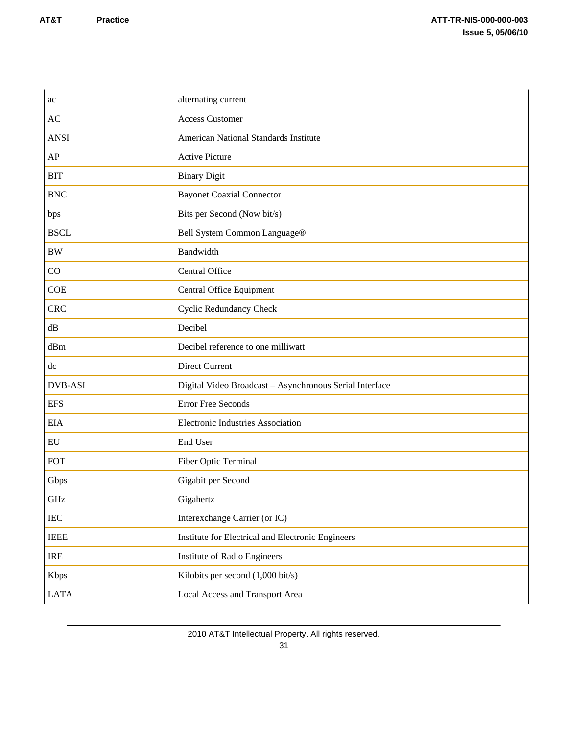| | |
|---|---|
| ac | alternating current |
| AC | Access Customer |
| ANSI | American National Standards Institute |
| AP | Active Picture |
| BIT | Binary Digit |
| BNC | Bayonet Coaxial Connector |
| bps | Bits per Second (Now bit/s) |
| BSCL | Bell System Common Language® |
| BW | Bandwidth |
| CO | Central Office |
| COE | Central Office Equipment |
| CRC | Cyclic Redundancy Check |
| dB | Decibel |
| dBm | Decibel reference to one milliwatt |
| dc | Direct Current |
| DVB-ASI | Digital Video Broadcast – Asynchronous Serial Interface |
| EFS | Error Free Seconds |
| EIA | Electronic Industries Association |
| EU | End User |
| FOT | Fiber Optic Terminal |
| Gbps | Gigabit per Second |
| GHz | Gigahertz |
| IEC | Interexchange Carrier (or IC) |
| IEEE | Institute for Electrical and Electronic Engineers |
| IRE | Institute of Radio Engineers |
| Kbps | Kilobits per second (1,000 bit/s) |
| LATA | Local Access and Transport Area |

2010 AT&T Intellectual Property. All rights reserved.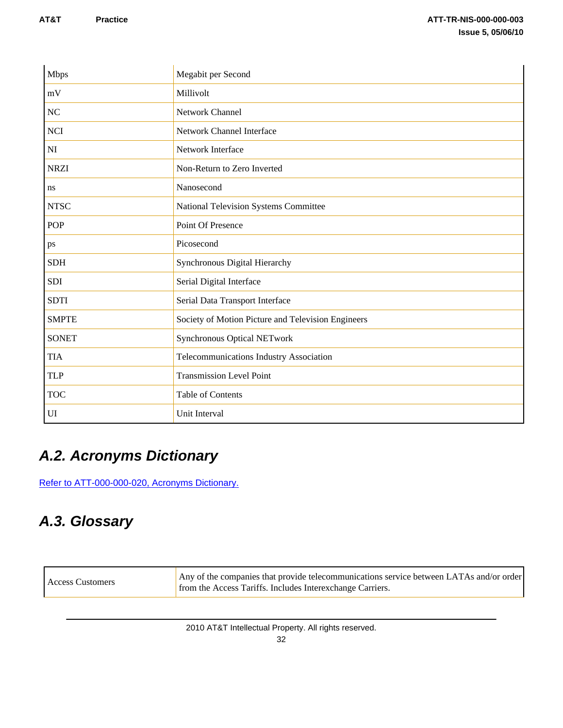| | |
|---|---|
| Mbps | Megabit per Second |
| mV | Millivolt |
| NC | Network Channel |
| NCI | Network Channel Interface |
| NI | Network Interface |
| NRZI | Non-Return to Zero Inverted |
| ns | Nanosecond |
| NTSC | National Television Systems Committee |
| POP | Point Of Presence |
| ps | Picosecond |
| SDH | Synchronous Digital Hierarchy |
| SDI | Serial Digital Interface |
| SDTI | Serial Data Transport Interface |
| SMPTE | Society of Motion Picture and Television Engineers |
| SONET | Synchronous Optical NETwork |
| TIA | Telecommunications Industry Association |
| TLP | Transmission Level Point |
| TOC | Table of Contents |
| UI | Unit Interval |

## *A.2. Acronyms Dictionary*

Refer to ATT-000-000-020, Acronyms Dictionary.

## *A.3. Glossary*

| | |
|---|---|
| Access Customers | Any of the companies that provide telecommunications service between LATAs and/or order from the Access Tariffs. Includes Interexchange Carriers. |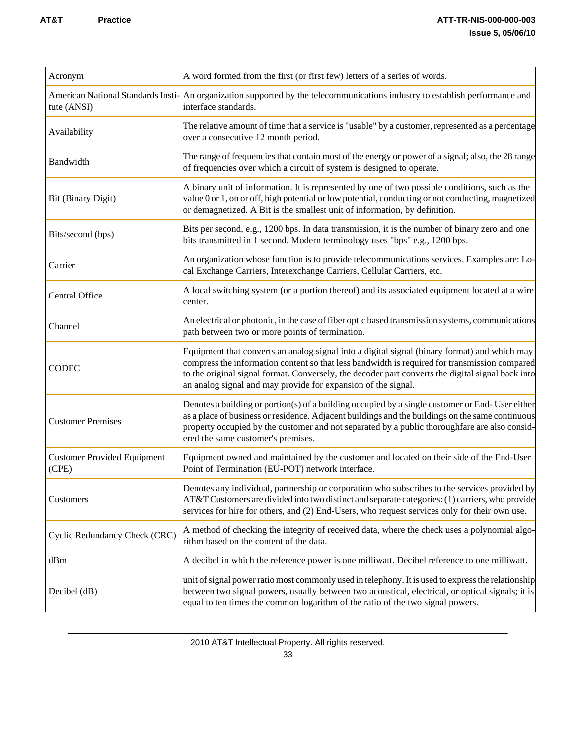| | |
|---|---|
| Acronym | A word formed from the first (or first few) letters of a series of words. |
| American National Standards Institute (ANSI) | An organization supported by the telecommunications industry to establish performance and interface standards. |
| Availability | The relative amount of time that a service is "usable" by a customer, represented as a percentage over a consecutive 12 month period. |
| Bandwidth | The range of frequencies that contain most of the energy or power of a signal; also, the 28 range of frequencies over which a circuit of system is designed to operate. |
| Bit (Binary Digit) | A binary unit of information. It is represented by one of two possible conditions, such as the value 0 or 1, on or off, high potential or low potential, conducting or not conducting, magnetized or demagnetized. A Bit is the smallest unit of information, by definition. |
| Bits/second (bps) | Bits per second, e.g., 1200 bps. In data transmission, it is the number of binary zero and one bits transmitted in 1 second. Modern terminology uses "bps" e.g., 1200 bps. |
| Carrier | An organization whose function is to provide telecommunications services. Examples are: Local Exchange Carriers, Interexchange Carriers, Cellular Carriers, etc. |
| Central Office | A local switching system (or a portion thereof) and its associated equipment located at a wire center. |
| Channel | An electrical or photonic, in the case of fiber optic based transmission systems, communications path between two or more points of termination. |
| CODEC | Equipment that converts an analog signal into a digital signal (binary format) and which may compress the information content so that less bandwidth is required for transmission compared to the original signal format. Conversely, the decoder part converts the digital signal back into an analog signal and may provide for expansion of the signal. |
| Customer Premises | Denotes a building or portion(s) of a building occupied by a single customer or End- User either as a place of business or residence. Adjacent buildings and the buildings on the same continuous property occupied by the customer and not separated by a public thoroughfare are also considered the same customer's premises. |
| Customer Provided Equipment (CPE) | Equipment owned and maintained by the customer and located on their side of the End-User Point of Termination (EU-POT) network interface. |
| Customers | Denotes any individual, partnership or corporation who subscribes to the services provided by AT&T Customers are divided into two distinct and separate categories: (1) carriers, who provide services for hire for others, and (2) End-Users, who request services only for their own use. |
| Cyclic Redundancy Check (CRC) | A method of checking the integrity of received data, where the check uses a polynomial algorithm based on the content of the data. |
| dBm | A decibel in which the reference power is one milliwatt. Decibel reference to one milliwatt. |
| Decibel (dB) | unit of signal power ratio most commonly used in telephony. It is used to express the relationship between two signal powers, usually between two acoustical, electrical, or optical signals; it is equal to ten times the common logarithm of the ratio of the two signal powers. |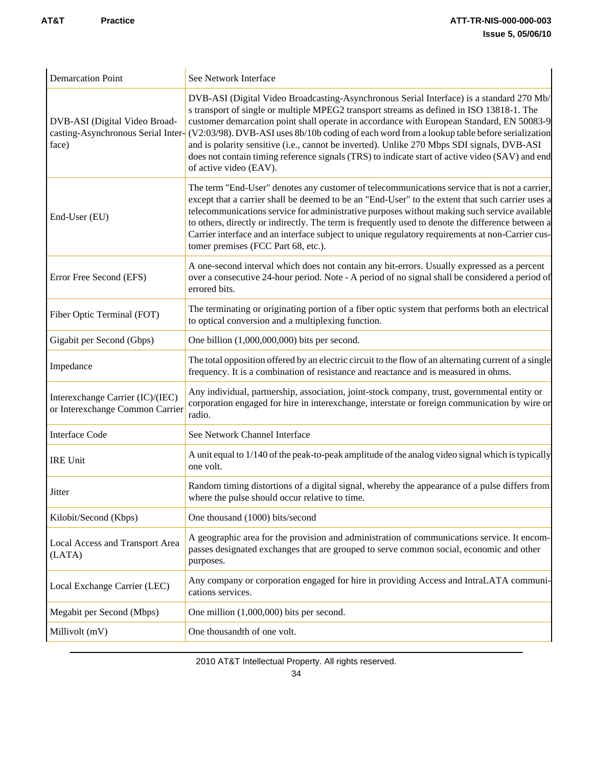| | |
|---|---|
| Demarcation Point | See Network Interface |
| DVB-ASI (Digital Video Broadcasting-Asynchronous Serial Interface) | DVB-ASI (Digital Video Broadcasting-Asynchronous Serial Interface) is a standard 270 Mb/s transport of single or multiple MPEG2 transport streams as defined in ISO 13818-1. The customer demarcation point shall operate in accordance with European Standard, EN 50083-9 (V2:03/98). DVB-ASI uses 8b/10b coding of each word from a lookup table before serialization and is polarity sensitive (i.e., cannot be inverted). Unlike 270 Mbps SDI signals, DVB-ASI does not contain timing reference signals (TRS) to indicate start of active video (SAV) and end of active video (EAV). |
| End-User (EU) | The term "End-User" denotes any customer of telecommunications service that is not a carrier, except that a carrier shall be deemed to be an "End-User" to the extent that such carrier uses a telecommunications service for administrative purposes without making such service available to others, directly or indirectly. The term is frequently used to denote the difference between a Carrier interface and an interface subject to unique regulatory requirements at non-Carrier customer premises (FCC Part 68, etc.). |
| Error Free Second (EFS) | A one-second interval which does not contain any bit-errors. Usually expressed as a percent over a consecutive 24-hour period. Note - A period of no signal shall be considered a period of errored bits. |
| Fiber Optic Terminal (FOT) | The terminating or originating portion of a fiber optic system that performs both an electrical to optical conversion and a multiplexing function. |
| Gigabit per Second (Gbps) | One billion (1,000,000,000) bits per second. |
| Impedance | The total opposition offered by an electric circuit to the flow of an alternating current of a single frequency. It is a combination of resistance and reactance and is measured in ohms. |
| Interexchange Carrier (IC)/(IEC) or Interexchange Common Carrier | Any individual, partnership, association, joint-stock company, trust, governmental entity or corporation engaged for hire in interexchange, interstate or foreign communication by wire or radio. |
| Interface Code | See Network Channel Interface |
| IRE Unit | A unit equal to 1/140 of the peak-to-peak amplitude of the analog video signal which is typically one volt. |
| Jitter | Random timing distortions of a digital signal, whereby the appearance of a pulse differs from where the pulse should occur relative to time. |
| Kilobit/Second (Kbps) | One thousand (1000) bits/second |
| Local Access and Transport Area (LATA) | A geographic area for the provision and administration of communications service. It encompasses designated exchanges that are grouped to serve common social, economic and other purposes. |
| Local Exchange Carrier (LEC) | Any company or corporation engaged for hire in providing Access and IntraLATA communications services. |
| Megabit per Second (Mbps) | One million (1,000,000) bits per second. |
| Millivolt (mV) | One thousandth of one volt. |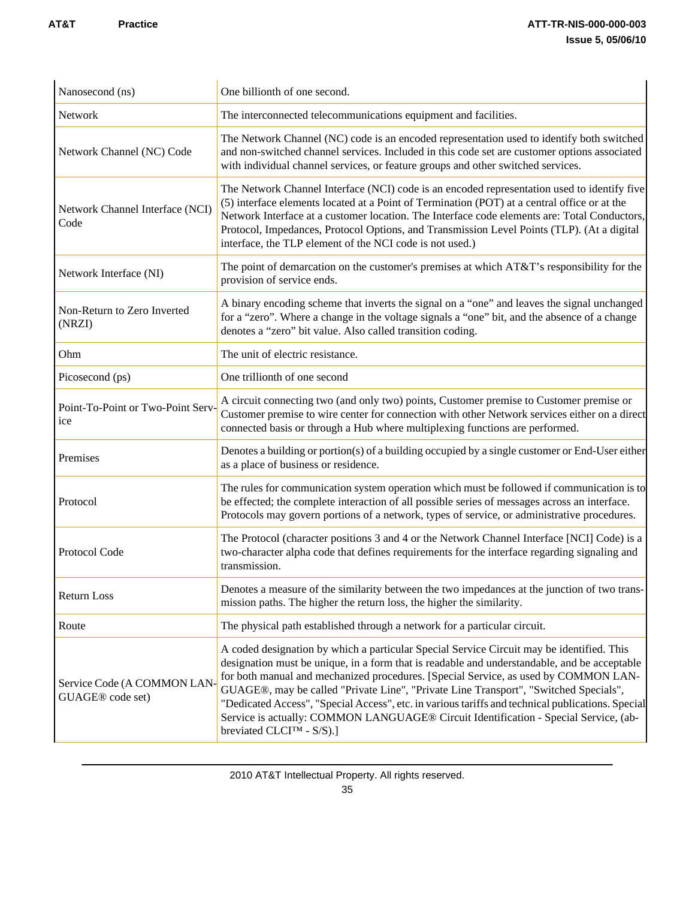| | |
|---|---|
| Nanosecond (ns) | One billionth of one second. |
| Network | The interconnected telecommunications equipment and facilities. |
| Network Channel (NC) Code | The Network Channel (NC) code is an encoded representation used to identify both switched and non-switched channel services. Included in this code set are customer options associated with individual channel services, or feature groups and other switched services. |
| Network Channel Interface (NCI) Code | The Network Channel Interface (NCI) code is an encoded representation used to identify five (5) interface elements located at a Point of Termination (POT) at a central office or at the Network Interface at a customer location. The Interface code elements are: Total Conductors, Protocol, Impedances, Protocol Options, and Transmission Level Points (TLP). (At a digital interface, the TLP element of the NCI code is not used.) |
| Network Interface (NI) | The point of demarcation on the customer's premises at which AT&T's responsibility for the provision of service ends. |
| Non-Return to Zero Inverted (NRZI) | A binary encoding scheme that inverts the signal on a "one" and leaves the signal unchanged for a "zero". Where a change in the voltage signals a "one" bit, and the absence of a change denotes a "zero" bit value. Also called transition coding. |
| Ohm | The unit of electric resistance. |
| Picosecond (ps) | One trillionth of one second |
| Point-To-Point or Two-Point Service | A circuit connecting two (and only two) points, Customer premise to Customer premise or Customer premise to wire center for connection with other Network services either on a direct connected basis or through a Hub where multiplexing functions are performed. |
| Premises | Denotes a building or portion(s) of a building occupied by a single customer or End-User either as a place of business or residence. |
| Protocol | The rules for communication system operation which must be followed if communication is to be effected; the complete interaction of all possible series of messages across an interface. Protocols may govern portions of a network, types of service, or administrative procedures. |
| Protocol Code | The Protocol (character positions 3 and 4 or the Network Channel Interface [NCI] Code) is a two-character alpha code that defines requirements for the interface regarding signaling and transmission. |
| Return Loss | Denotes a measure of the similarity between the two impedances at the junction of two transmission paths. The higher the return loss, the higher the similarity. |
| Route | The physical path established through a network for a particular circuit. |
| Service Code (A COMMON LANGUAGE® code set) | A coded designation by which a particular Special Service Circuit may be identified. This designation must be unique, in a form that is readable and understandable, and be acceptable for both manual and mechanized procedures. [Special Service, as used by COMMON LANGUAGE®, may be called "Private Line", "Private Line Transport", "Switched Specials", "Dedicated Access", "Special Access", etc. in various tariffs and technical publications. Special Service is actually: COMMON LANGUAGE® Circuit Identification - Special Service, (abbreviated CLCI™ - S/S).] |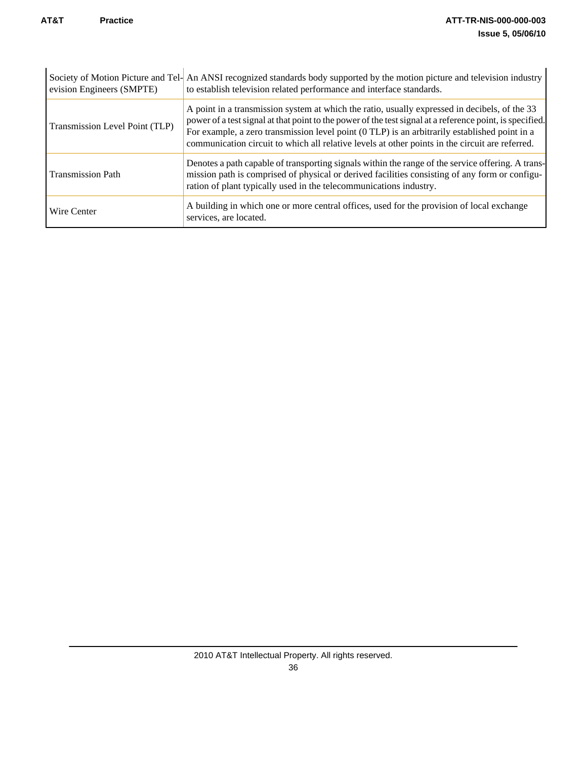| | |
|---|---|
| Society of Motion Picture and Television Engineers (SMPTE) | An ANSI recognized standards body supported by the motion picture and television industry to establish television related performance and interface standards. |
| Transmission Level Point (TLP) | A point in a transmission system at which the ratio, usually expressed in decibels, of the 33 power of a test signal at that point to the power of the test signal at a reference point, is specified. For example, a zero transmission level point (0 TLP) is an arbitrarily established point in a communication circuit to which all relative levels at other points in the circuit are referred. |
| Transmission Path | Denotes a path capable of transporting signals within the range of the service offering. A transmission path is comprised of physical or derived facilities consisting of any form or configuration of plant typically used in the telecommunications industry. |
| Wire Center | A building in which one or more central offices, used for the provision of local exchange services, are located. |